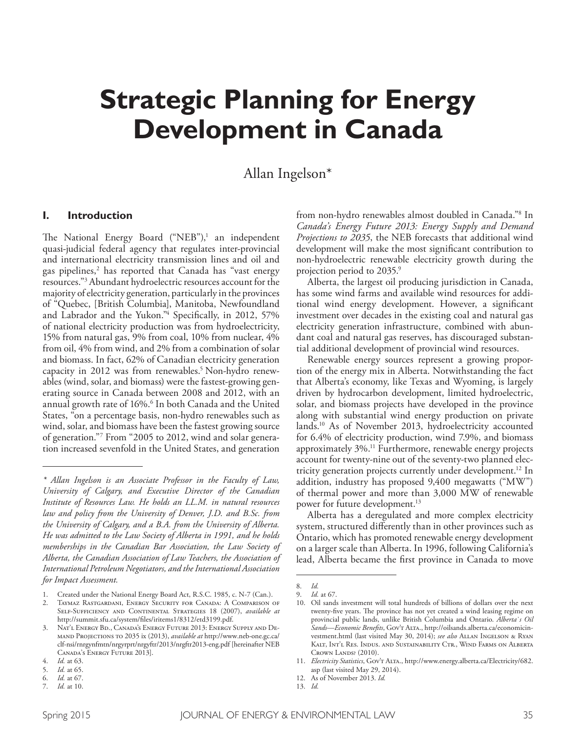# Strategic Planning for Energy Development in Canada

Allan Ingelson*

## I. Introduction

The National Energy Board ("NEB"),[1] an independent quasi-judicial federal agency that regulates inter-provincial and international electricity transmission lines and oil and gas pipelines,[2] has reported that Canada has "vast energy resources."[3] Abundant hydroelectric resources account for the majority of electricity generation, particularly in the provinces of "Quebec, [British Columbia], Manitoba, Newfoundland and Labrador and the Yukon."[4] Specifically, in 2012, 57% of national electricity production was from hydroelectricity, 15% from natural gas, 9% from coal, 10% from nuclear, 4% from oil, 4% from wind, and 2% from a combination of solar and biomass. In fact, 62% of Canadian electricity generation capacity in 2012 was from renewables.[5] Non-hydro renewables (wind, solar, and biomass) were the fastest-growing generating source in Canada between 2008 and 2012, with an annual growth rate of 16%.[6] In both Canada and the United States, "on a percentage basis, non-hydro renewables such as wind, solar, and biomass have been the fastest growing source of generation."[7] From "2005 to 2012, wind and solar generation increased sevenfold in the United States, and generation from non-hydro renewables almost doubled in Canada."[8] In *Canada's Energy Future 2013: Energy Supply and Demand Projections to 2035*, the NEB forecasts that additional wind development will make the most significant contribution to non-hydroelectric renewable electricity growth during the projection period to 2035.[9]

Alberta, the largest oil producing jurisdiction in Canada, has some wind farms and available wind resources for additional wind energy development. However, a significant investment over decades in the existing coal and natural gas electricity generation infrastructure, combined with abundant coal and natural gas reserves, has discouraged substantial additional development of provincial wind resources.

Renewable energy sources represent a growing proportion of the energy mix in Alberta. Notwithstanding the fact that Alberta's economy, like Texas and Wyoming, is largely driven by hydrocarbon development, limited hydroelectric, solar, and biomass projects have developed in the province along with substantial wind energy production on private lands.[10] As of November 2013, hydroelectricity accounted for 6.4% of electricity production, wind 7.9%, and biomass approximately 3%.[11] Furthermore, renewable energy projects account for twenty-nine out of the seventy-two planned electricity generation projects currently under development.[12] In addition, industry has proposed 9,400 megawatts ("MW") of thermal power and more than 3,000 MW of renewable power for future development.[13]

Alberta has a deregulated and more complex electricity system, structured differently than in other provinces such as Ontario, which has promoted renewable energy development on a larger scale than Alberta. In 1996, following California's lead, Alberta became the first province in Canada to move

---

\* *Allan Ingelson is an Associate Professor in the Faculty of Law, University of Calgary, and Executive Director of the Canadian Institute of Resources Law. He holds an LL.M. in natural resources law and policy from the University of Denver, J.D. and B.Sc. from the University of Calgary, and a B.A. from the University of Alberta. He was admitted to the Law Society of Alberta in 1991, and he holds memberships in the Canadian Bar Association, the Law Society of Alberta, the Canadian Association of Law Teachers, the Association of International Petroleum Negotiators, and the International Association for Impact Assessment.*

1. Created under the National Energy Board Act, R.S.C. 1985, c. N-7 (Can.).
2. Taymaz Rastgardani, Energy Security for Canada: A Comparison of Self-Sufficiency and Continental Strategies 18 (2007), *available at* http://summit.sfu.ca/system/files/iritems1/8312/etd3199.pdf.
3. Nat'l Energy Bd., Canada's Energy Future 2013: Energy Supply and Demand Projections to 2035 ix (2013), *available at* http://www.neb-one.gc.ca/clf-nsi/rnrgynfmtn/nrgyrprt/nrgyftr/2013/nrgftr2013-eng.pdf [hereinafter NEB Canada's Energy Future 2013].
4. *Id.* at 63.
5. *Id.* at 65.
6. *Id.* at 67.
7. *Id.* at 10.
8. *Id.*
9. *Id.* at 67.
10. Oil sands investment will total hundreds of billions of dollars over the next twenty-five years. The province has not yet created a wind leasing regime on provincial public lands, unlike British Columbia and Ontario. *Alberta's Oil Sands—Economic Benefits*, Gov't Alta., http://oilsands.alberta.ca/economicinvestment.html (last visited May 30, 2014); *see also* Allan Ingelson & Ryan Kalt, Int'l Res. Indus. and Sustainability Ctr., Wind Farms on Alberta Crown Lands? (2010).
11. *Electricity Statistics*, Gov't Alta., http://www.energy.alberta.ca/Electricity/682.asp (last visited May 29, 2014).
12. As of November 2013. *Id.*
13. *Id.*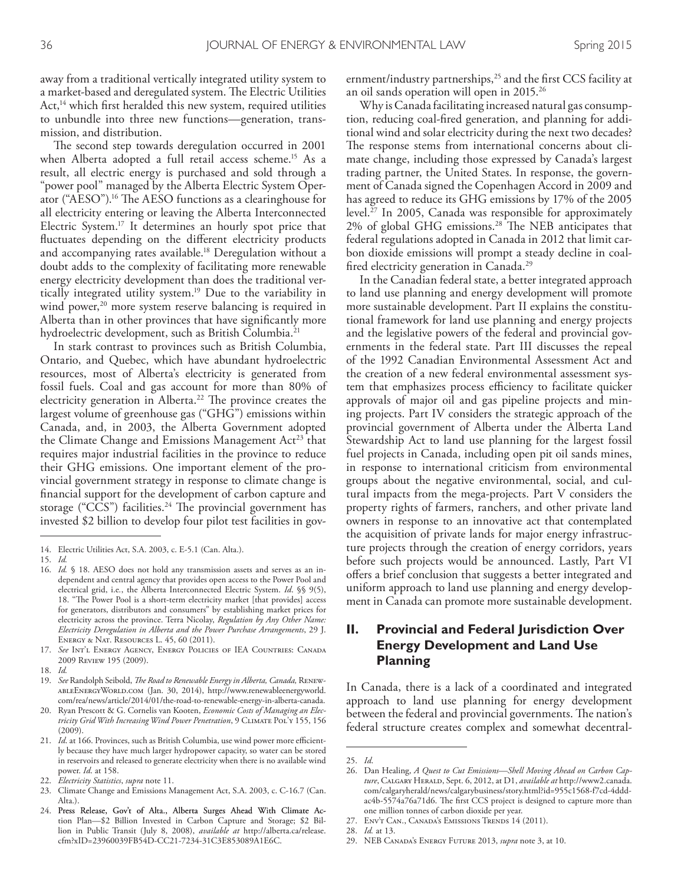away from a traditional vertically integrated utility system to a market-based and deregulated system. The Electric Utilities Act,[14] which first heralded this new system, required utilities to unbundle into three new functions—generation, transmission, and distribution.

The second step towards deregulation occurred in 2001 when Alberta adopted a full retail access scheme.[15] As a result, all electric energy is purchased and sold through a "power pool" managed by the Alberta Electric System Operator ("AESO").[16] The AESO functions as a clearinghouse for all electricity entering or leaving the Alberta Interconnected Electric System.[17] It determines an hourly spot price that fluctuates depending on the different electricity products and accompanying rates available.[18] Deregulation without a doubt adds to the complexity of facilitating more renewable energy electricity development than does the traditional vertically integrated utility system.[19] Due to the variability in wind power,[20] more system reserve balancing is required in Alberta than in other provinces that have significantly more hydroelectric development, such as British Columbia.[21]

In stark contrast to provinces such as British Columbia, Ontario, and Quebec, which have abundant hydroelectric resources, most of Alberta's electricity is generated from fossil fuels. Coal and gas account for more than 80% of electricity generation in Alberta.[22] The province creates the largest volume of greenhouse gas ("GHG") emissions within Canada, and, in 2003, the Alberta Government adopted the Climate Change and Emissions Management Act[23] that requires major industrial facilities in the province to reduce their GHG emissions. One important element of the provincial government strategy in response to climate change is financial support for the development of carbon capture and storage ("CCS") facilities.[24] The provincial government has invested $2 billion to develop four pilot test facilities in government/industry partnerships,[25] and the first CCS facility at an oil sands operation will open in 2015.[26]

Why is Canada facilitating increased natural gas consumption, reducing coal-fired generation, and planning for additional wind and solar electricity during the next two decades? The response stems from international concerns about climate change, including those expressed by Canada's largest trading partner, the United States. In response, the government of Canada signed the Copenhagen Accord in 2009 and has agreed to reduce its GHG emissions by 17% of the 2005 level.[27] In 2005, Canada was responsible for approximately 2% of global GHG emissions.[28] The NEB anticipates that federal regulations adopted in Canada in 2012 that limit carbon dioxide emissions will prompt a steady decline in coal-fired electricity generation in Canada.[29]

In the Canadian federal state, a better integrated approach to land use planning and energy development will promote more sustainable development. Part II explains the constitutional framework for land use planning and energy projects and the legislative powers of the federal and provincial governments in the federal state. Part III discusses the repeal of the 1992 Canadian Environmental Assessment Act and the creation of a new federal environmental assessment system that emphasizes process efficiency to facilitate quicker approvals of major oil and gas pipeline projects and mining projects. Part IV considers the strategic approach of the provincial government of Alberta under the Alberta Land Stewardship Act to land use planning for the largest fossil fuel projects in Canada, including open pit oil sands mines, in response to international criticism from environmental groups about the negative environmental, social, and cultural impacts from the mega-projects. Part V considers the property rights of farmers, ranchers, and other private land owners in response to an innovative act that contemplated the acquisition of private lands for major energy infrastructure projects through the creation of energy corridors, years before such projects would be announced. Lastly, Part VI offers a brief conclusion that suggests a better integrated and uniform approach to land use planning and energy development in Canada can promote more sustainable development.

## II. Provincial and Federal Jurisdiction Over Energy Development and Land Use Planning

In Canada, there is a lack of a coordinated and integrated approach to land use planning for energy development between the federal and provincial governments. The nation's federal structure creates complex and somewhat decentral-

---

14. Electric Utilities Act, S.A. 2003, c. E-5.1 (Can. Alta.).
15. *Id.*
16. *Id.* § 18. AESO does not hold any transmission assets and serves as an independent and central agency that provides open access to the Power Pool and electrical grid, i.e., the Alberta Interconnected Electric System. *Id.* §§ 9(5), 18. "The Power Pool is a short-term electricity market [that provides] access for generators, distributors and consumers" by establishing market prices for electricity across the province. Terra Nicolay, *Regulation by Any Other Name: Electricity Deregulation in Alberta and the Power Purchase Arrangements*, 29 J. Energy & Nat. Resources L. 45, 60 (2011).
17. *See* Int'l Energy Agency, Energy Policies of IEA Countries: Canada 2009 Review 195 (2009).
18. *Id.*
19. *See* Randolph Seibold, *The Road to Renewable Energy in Alberta, Canada*, RenewableEnergyWorld.com (Jan. 30, 2014), http://www.renewableenergyworld.com/rea/news/article/2014/01/the-road-to-renewable-energy-in-alberta-canada.
20. Ryan Prescott & G. Cornelis van Kooten, *Economic Costs of Managing an Electricity Grid With Increasing Wind Power Penetration*, 9 Climate Pol'y 155, 156 (2009).
21. *Id.* at 166. Provinces, such as British Columbia, use wind power more efficiently because they have much larger hydropower capacity, so water can be stored in reservoirs and released to generate electricity when there is no available wind power. *Id.* at 158.
22. *Electricity Statistics*, *supra* note 11.
23. Climate Change and Emissions Management Act, S.A. 2003, c. C-16.7 (Can. Alta.).
24. Press Release, Gov't of Alta., Alberta Surges Ahead With Climate Action Plan—$2 Billion Invested in Carbon Capture and Storage; $2 Billion in Public Transit (July 8, 2008), *available at* http://alberta.ca/release.cfm?xID=23960039FB54D-CC21-7234-31C3E853089A1E6C.
25. *Id.*
26. Dan Healing, *A Quest to Cut Emissions—Shell Moving Ahead on Carbon Capture*, Calgary Herald, Sept. 6, 2012, at D1, *available at* http://www2.canada.com/calgaryherald/news/calgarybusiness/story.html?id=955c1568-f7cd-4ddd-ac4b-5574a76a71d6. The first CCS project is designed to capture more than one million tonnes of carbon dioxide per year.
27. Env't Can., Canada's Emissions Trends 14 (2011).
28. *Id.* at 13.
29. NEB Canada's Energy Future 2013, *supra* note 3, at 10.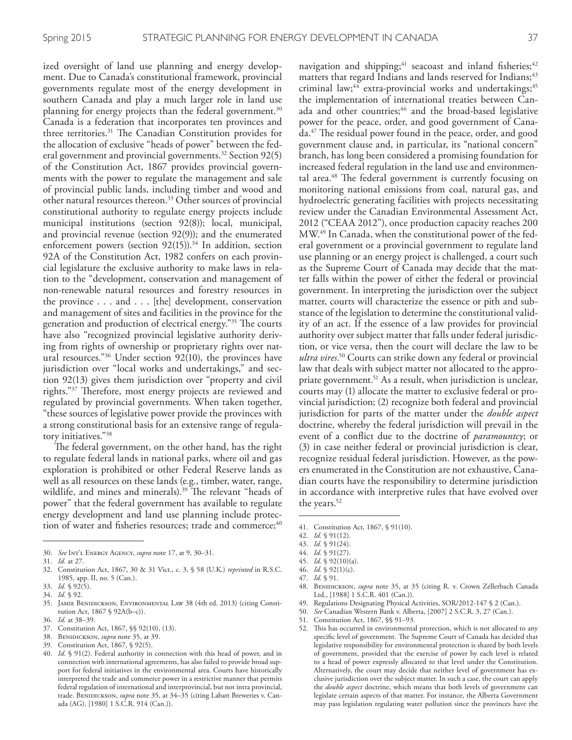ized oversight of land use planning and energy development. Due to Canada's constitutional framework, provincial governments regulate most of the energy development in southern Canada and play a much larger role in land use planning for energy projects than the federal government.[30] Canada is a federation that incorporates ten provinces and three territories.[31] The Canadian Constitution provides for the allocation of exclusive "heads of power" between the federal government and provincial governments.[32] Section 92(5) of the Constitution Act, 1867 provides provincial governments with the power to regulate the management and sale of provincial public lands, including timber and wood and other natural resources thereon.[33] Other sources of provincial constitutional authority to regulate energy projects include municipal institutions (section 92(8)); local, municipal, and provincial revenue (section 92(9)); and the enumerated enforcement powers (section 92(15)).[34] In addition, section 92A of the Constitution Act, 1982 confers on each provincial legislature the exclusive authority to make laws in relation to the "development, conservation and management of non-renewable natural resources and forestry resources in the province . . . and . . . [the] development, conservation and management of sites and facilities in the province for the generation and production of electrical energy."[35] The courts have also "recognized provincial legislative authority deriving from rights of ownership or proprietary rights over natural resources."[36] Under section 92(10), the provinces have jurisdiction over "local works and undertakings," and section 92(13) gives them jurisdiction over "property and civil rights."[37] Therefore, most energy projects are reviewed and regulated by provincial governments. When taken together, "these sources of legislative power provide the provinces with a strong constitutional basis for an extensive range of regulatory initiatives."[38]

The federal government, on the other hand, has the right to regulate federal lands in national parks, where oil and gas exploration is prohibited or other Federal Reserve lands as well as all resources on these lands (e.g., timber, water, range, wildlife, and mines and minerals).[39] The relevant "heads of power" that the federal government has available to regulate energy development and land use planning include protection of water and fisheries resources; trade and commerce;[40] navigation and shipping;[41] seacoast and inland fisheries;[42] matters that regard Indians and lands reserved for Indians;[43] criminal law;[44] extra-provincial works and undertakings;[45] the implementation of international treaties between Canada and other countries;[46] and the broad-based legislative power for the peace, order, and good government of Canada.[47] The residual power found in the peace, order, and good government clause and, in particular, its "national concern" branch, has long been considered a promising foundation for increased federal regulation in the land use and environmental area.[48] The federal government is currently focusing on monitoring national emissions from coal, natural gas, and hydroelectric generating facilities with projects necessitating review under the Canadian Environmental Assessment Act, 2012 ("CEAA 2012"), once production capacity reaches 200 MW.[49] In Canada, when the constitutional power of the federal government or a provincial government to regulate land use planning or an energy project is challenged, a court such as the Supreme Court of Canada may decide that the matter falls within the power of either the federal or provincial government. In interpreting the jurisdiction over the subject matter, courts will characterize the essence or pith and substance of the legislation to determine the constitutional validity of an act. If the essence of a law provides for provincial authority over subject matter that falls under federal jurisdiction, or vice versa, then the court will declare the law to be *ultra vires*.[50] Courts can strike down any federal or provincial law that deals with subject matter not allocated to the appropriate government.[51] As a result, when jurisdiction is unclear, courts may (1) allocate the matter to exclusive federal or provincial jurisdiction; (2) recognize both federal and provincial jurisdiction for parts of the matter under the *double aspect* doctrine, whereby the federal jurisdiction will prevail in the event of a conflict due to the doctrine of *paramountcy*; or (3) in case neither federal or provincial jurisdiction is clear, recognize residual federal jurisdiction. However, as the powers enumerated in the Constitution are not exhaustive, Canadian courts have the responsibility to determine jurisdiction in accordance with interpretive rules that have evolved over the years.[52]

---

30. *See* Int'l Energy Agency, *supra* note 17, at 9, 30–31.
31. *Id.* at 27.
32. Constitution Act, 1867, 30 & 31 Vict., c. 3, § 58 (U.K.) *reprinted* in R.S.C. 1985, app. II, no. 5 (Can.).
33. *Id.* § 92(5).
34. *Id.* § 92.
35. Jamie Benidickson, Environmental Law 38 (4th ed. 2013) (citing Constitution Act, 1867 § 92A(b–c)).
36. *Id.* at 38–39.
37. Constitution Act, 1867, §§ 92(10), (13).
38. Benidickson, *supra* note 35, at 39.
39. Constitution Act, 1867, § 92(5).
40. *Id.* § 91(2). Federal authority in connection with this head of power, and in connection with international agreements, has also failed to provide broad support for federal initiatives in the environmental area. Courts have historically interpreted the trade and commerce power in a restrictive manner that permits federal regulation of international and interprovincial, but not intra provincial, trade. Benidickson, *supra* note 35, at 34–35 (citing Labatt Breweries v. Canada (AG), [1980] 1 S.C.R. 914 (Can.)).
41. Constitution Act, 1867, § 91(10).
42. *Id.* § 91(12).
43. *Id.* § 91(24).
44. *Id.* § 91(27).
45. *Id.* § 92(10)(a).
46. *Id.* § 92(1)(c).
47. *Id.* § 91.
48. Benidickson, *supra* note 35, at 35 (citing R. v. Crown Zellerbach Canada Ltd., [1988] 1 S.C.R. 401 (Can.)).
49. Regulations Designating Physical Activities, SOR/2012-147 § 2 (Can.).
50. *See* Canadian Western Bank v. Alberta, [2007] 2 S.C.R. 3, 27 (Can.).
51. Constitution Act, 1867, §§ 91–93.
52. This has occurred in environmental protection, which is not allocated to any specific level of government. The Supreme Court of Canada has decided that legislative responsibility for environmental protection is shared by both levels of government, provided that the exercise of power by each level is related to a head of power expressly allocated to that level under the Constitution. Alternatively, the court may decide that neither level of government has exclusive jurisdiction over the subject matter. In such a case, the court can apply the *double aspect* doctrine, which means that both levels of government can legislate certain aspects of that matter. For instance, the Alberta Government may pass legislation regulating water pollution since the provinces have the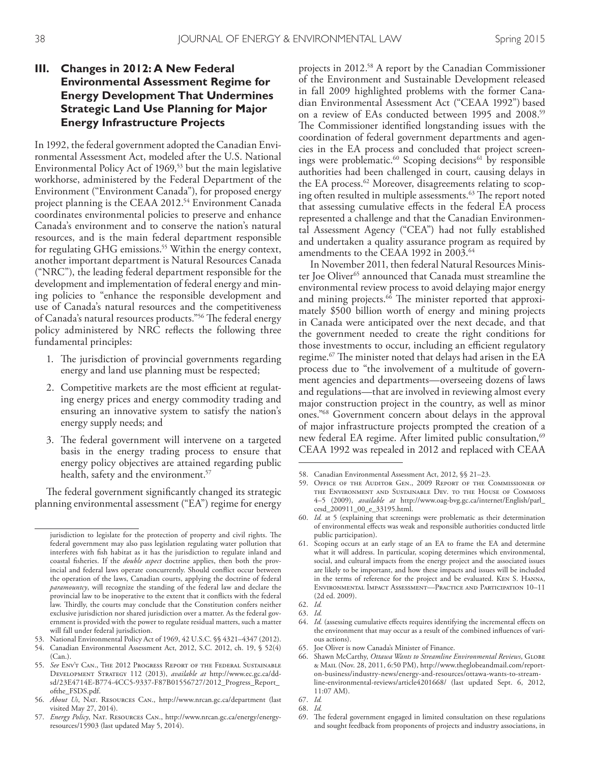## III. Changes in 2012: A New Federal Environmental Assessment Regime for Energy Development That Undermines Strategic Land Use Planning for Major Energy Infrastructure Projects

In 1992, the federal government adopted the Canadian Environmental Assessment Act, modeled after the U.S. National Environmental Policy Act of 1969,[53] but the main legislative workhorse, administered by the Federal Department of the Environment ("Environment Canada"), for proposed energy project planning is the CEAA 2012.[54] Environment Canada coordinates environmental policies to preserve and enhance Canada's environment and to conserve the nation's natural resources, and is the main federal department responsible for regulating GHG emissions.[55] Within the energy context, another important department is Natural Resources Canada ("NRC"), the leading federal department responsible for the development and implementation of federal energy and mining policies to "enhance the responsible development and use of Canada's natural resources and the competitiveness of Canada's natural resources products."[56] The federal energy policy administered by NRC reflects the following three fundamental principles:

1. The jurisdiction of provincial governments regarding energy and land use planning must be respected;
2. Competitive markets are the most efficient at regulating energy prices and energy commodity trading and ensuring an innovative system to satisfy the nation's energy supply needs; and
3. The federal government will intervene on a targeted basis in the energy trading process to ensure that energy policy objectives are attained regarding public health, safety and the environment.[57]

The federal government significantly changed its strategic planning environmental assessment ("EA") regime for energy projects in 2012.[58] A report by the Canadian Commissioner of the Environment and Sustainable Development released in fall 2009 highlighted problems with the former Canadian Environmental Assessment Act ("CEAA 1992") based on a review of EAs conducted between 1995 and 2008.[59] The Commissioner identified longstanding issues with the coordination of federal government departments and agencies in the EA process and concluded that project screenings were problematic.[60] Scoping decisions[61] by responsible authorities had been challenged in court, causing delays in the EA process.[62] Moreover, disagreements relating to scoping often resulted in multiple assessments.[63] The report noted that assessing cumulative effects in the federal EA process represented a challenge and that the Canadian Environmental Assessment Agency ("CEA") had not fully established and undertaken a quality assurance program as required by amendments to the CEAA 1992 in 2003.[64]

In November 2011, then federal Natural Resources Minister Joe Oliver[65] announced that Canada must streamline the environmental review process to avoid delaying major energy and mining projects.[66] The minister reported that approximately $500 billion worth of energy and mining projects in Canada were anticipated over the next decade, and that the government needed to create the right conditions for those investments to occur, including an efficient regulatory regime.[67] The minister noted that delays had arisen in the EA process due to "the involvement of a multitude of government agencies and departments—overseeing dozens of laws and regulations—that are involved in reviewing almost every major construction project in the country, as well as minor ones."[68] Government concern about delays in the approval of major infrastructure projects prompted the creation of a new federal EA regime. After limited public consultation,[69] CEAA 1992 was repealed in 2012 and replaced with CEAA

---

jurisdiction to legislate for the protection of property and civil rights. The federal government may also pass legislation regulating water pollution that interferes with fish habitat as it has the jurisdiction to regulate inland and coastal fisheries. If the *double aspect* doctrine applies, then both the provincial and federal laws operate concurrently. Should conflict occur between the operation of the laws, Canadian courts, applying the doctrine of federal *paramountcy*, will recognize the standing of the federal law and declare the provincial law to be inoperative to the extent that it conflicts with the federal law. Thirdly, the courts may conclude that the Constitution confers neither exclusive jurisdiction nor shared jurisdiction over a matter. As the federal government is provided with the power to regulate residual matters, such a matter will fall under federal jurisdiction.

53. National Environmental Policy Act of 1969, 42 U.S.C. §§ 4321–4347 (2012).
54. Canadian Environmental Assessment Act, 2012, S.C. 2012, ch. 19, § 52(4) (Can.).
55. *See* Env't Can., The 2012 Progress Report of the Federal Sustainable Development Strategy 112 (2013), *available at* http://www.ec.gc.ca/dd-sd/23E4714E-B774-4CC5-9337-F87B01556727/2012_Progress_Report_ofthe_FSDS.pdf.
56. *About Us*, Nat. Resources Can., http://www.nrcan.gc.ca/department (last visited May 27, 2014).
57. *Energy Policy*, Nat. Resources Can., http://www.nrcan.gc.ca/energy/energy-resources/15903 (last updated May 5, 2014).
58. Canadian Environmental Assessment Act, 2012, §§ 21–23.
59. Office of the Auditor Gen., 2009 Report of the Commissioner of the Environment and Sustainable Dev. to the House of Commons 4–5 (2009), *available at* http://www.oag-bvg.gc.ca/internet/English/parl_cesd_200911_00_e_33195.html.
60. *Id.* at 5 (explaining that screenings were problematic as their determination of environmental effects was weak and responsible authorities conducted little public participation).
61. Scoping occurs at an early stage of an EA to frame the EA and determine what it will address. In particular, scoping determines which environmental, social, and cultural impacts from the energy project and the associated issues are likely to be important, and how these impacts and issues will be included in the terms of reference for the project and be evaluated. Ken S. Hanna, Environmental Impact Assessment—Practice and Participation 10–11 (2d ed. 2009).
62. *Id.*
63. *Id.*
64. *Id.* (assessing cumulative effects requires identifying the incremental effects on the environment that may occur as a result of the combined influences of various actions).
65. Joe Oliver is now Canada's Minister of Finance.
66. Shawn McCarthy, *Ottawa Wants to Streamline Environmental Reviews*, Globe & Mail (Nov. 28, 2011, 6:50 PM), http://www.theglobeandmail.com/report-on-business/industry-news/energy-and-resources/ottawa-wants-to-streamline-environmental-reviews/article4201668/ (last updated Sept. 6, 2012, 11:07 AM).
67. *Id.*
68. *Id.*
69. The federal government engaged in limited consultation on these regulations and sought feedback from proponents of projects and industry associations, in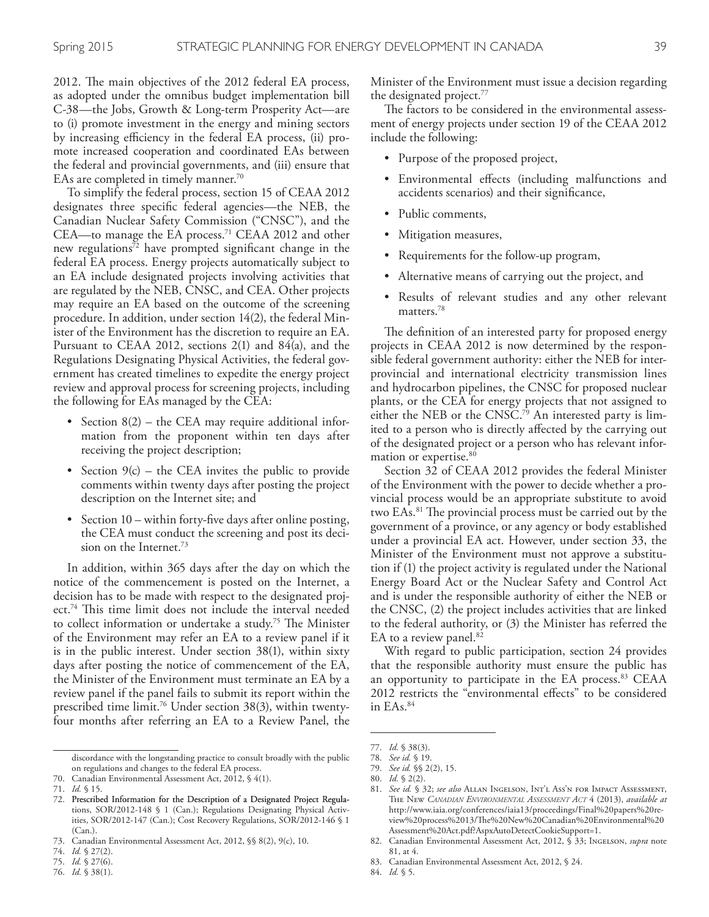2012. The main objectives of the 2012 federal EA process, as adopted under the omnibus budget implementation bill C-38—the Jobs, Growth & Long-term Prosperity Act—are to (i) promote investment in the energy and mining sectors by increasing efficiency in the federal EA process, (ii) promote increased cooperation and coordinated EAs between the federal and provincial governments, and (iii) ensure that EAs are completed in timely manner.[70]

To simplify the federal process, section 15 of CEAA 2012 designates three specific federal agencies—the NEB, the Canadian Nuclear Safety Commission ("CNSC"), and the CEA—to manage the EA process.[71] CEAA 2012 and other new regulations[72] have prompted significant change in the federal EA process. Energy projects automatically subject to an EA include designated projects involving activities that are regulated by the NEB, CNSC, and CEA. Other projects may require an EA based on the outcome of the screening procedure. In addition, under section 14(2), the federal Minister of the Environment has the discretion to require an EA. Pursuant to CEAA 2012, sections 2(1) and 84(a), and the Regulations Designating Physical Activities, the federal government has created timelines to expedite the energy project review and approval process for screening projects, including the following for EAs managed by the CEA:

- Section 8(2) – the CEA may require additional information from the proponent within ten days after receiving the project description;
- Section 9(c) – the CEA invites the public to provide comments within twenty days after posting the project description on the Internet site; and
- Section 10 – within forty-five days after online posting, the CEA must conduct the screening and post its decision on the Internet.[73]

In addition, within 365 days after the day on which the notice of the commencement is posted on the Internet, a decision has to be made with respect to the designated project.[74] This time limit does not include the interval needed to collect information or undertake a study.[75] The Minister of the Environment may refer an EA to a review panel if it is in the public interest. Under section 38(1), within sixty days after posting the notice of commencement of the EA, the Minister of the Environment must terminate an EA by a review panel if the panel fails to submit its report within the prescribed time limit.[76] Under section 38(3), within twenty-four months after referring an EA to a Review Panel, the Minister of the Environment must issue a decision regarding the designated project.[77]

The factors to be considered in the environmental assessment of energy projects under section 19 of the CEAA 2012 include the following:

- Purpose of the proposed project,
- Environmental effects (including malfunctions and accidents scenarios) and their significance,
- Public comments,
- Mitigation measures,
- Requirements for the follow-up program,
- Alternative means of carrying out the project, and
- Results of relevant studies and any other relevant matters.[78]

The definition of an interested party for proposed energy projects in CEAA 2012 is now determined by the responsible federal government authority: either the NEB for interprovincial and international electricity transmission lines and hydrocarbon pipelines, the CNSC for proposed nuclear plants, or the CEA for energy projects that not assigned to either the NEB or the CNSC.[79] An interested party is limited to a person who is directly affected by the carrying out of the designated project or a person who has relevant information or expertise.[80]

Section 32 of CEAA 2012 provides the federal Minister of the Environment with the power to decide whether a provincial process would be an appropriate substitute to avoid two EAs.[81] The provincial process must be carried out by the government of a province, or any agency or body established under a provincial EA act. However, under section 33, the Minister of the Environment must not approve a substitution if (1) the project activity is regulated under the National Energy Board Act or the Nuclear Safety and Control Act and is under the responsible authority of either the NEB or the CNSC, (2) the project includes activities that are linked to the federal authority, or (3) the Minister has referred the EA to a review panel.[82]

With regard to public participation, section 24 provides that the responsible authority must ensure the public has an opportunity to participate in the EA process.[83] CEAA 2012 restricts the "environmental effects" to be considered in EAs.[84]

---

discordance with the longstanding practice to consult broadly with the public on regulations and changes to the federal EA process.

70. Canadian Environmental Assessment Act, 2012, § 4(1).
71. *Id.* § 15.
72. Prescribed Information for the Description of a Designated Project Regulations, SOR/2012-148 § 1 (Can.); Regulations Designating Physical Activities, SOR/2012-147 (Can.); Cost Recovery Regulations, SOR/2012-146 § 1 (Can.).
73. Canadian Environmental Assessment Act, 2012, §§ 8(2), 9(c), 10.
74. *Id.* § 27(2).
75. *Id.* § 27(6).
76. *Id.* § 38(1).
77. *Id.* § 38(3).
78. *See id.* § 19.
79. *See id.* §§ 2(2), 15.
80. *Id.* § 2(2).
81. *See id.* § 32; *see also* Allan Ingelson, Int'l Ass'n for Impact Assessment, The New *Canadian Environmental Assessment Act* 4 (2013), *available at* http://www.iaia.org/conferences/iaia13/proceedings/Final%20papers%20review%20process%2013/The%20New%20Canadian%20Environmental%20Assessment%20Act.pdf?AspxAutoDetectCookieSupport=1.
82. Canadian Environmental Assessment Act, 2012, § 33; Ingelson, *supra* note 81, at 4.
83. Canadian Environmental Assessment Act, 2012, § 24.
84. *Id.* § 5.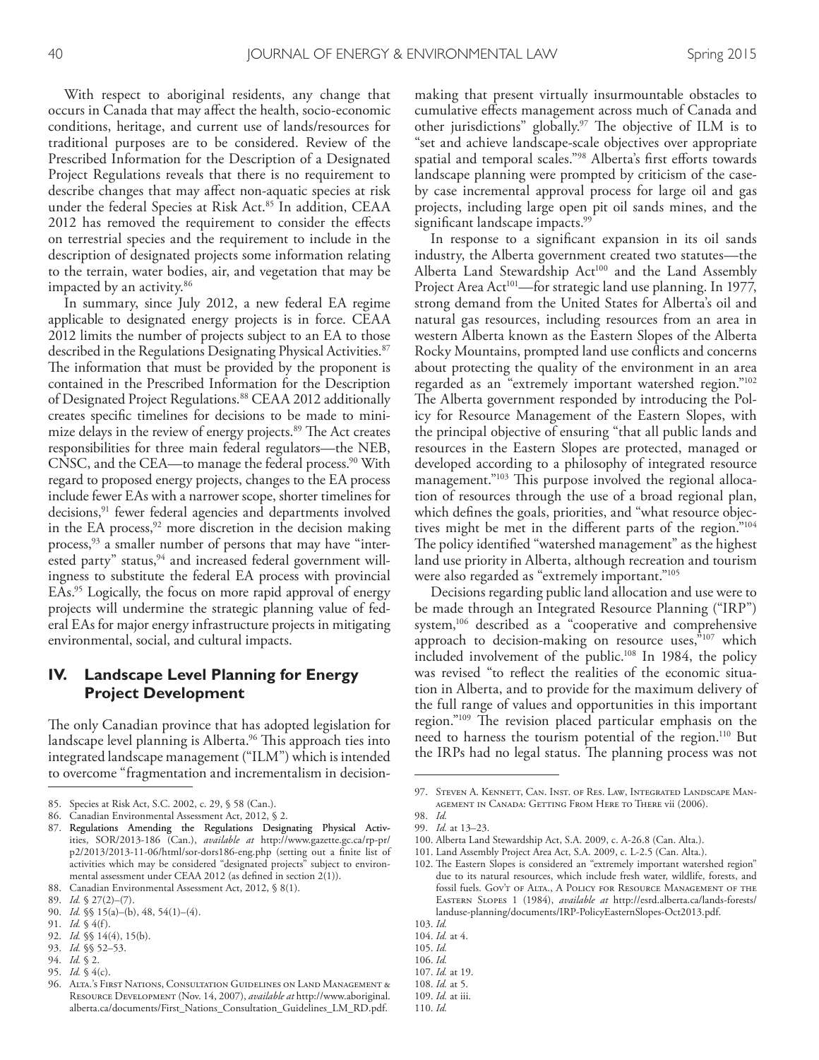With respect to aboriginal residents, any change that occurs in Canada that may affect the health, socio-economic conditions, heritage, and current use of lands/resources for traditional purposes are to be considered. Review of the Prescribed Information for the Description of a Designated Project Regulations reveals that there is no requirement to describe changes that may affect non-aquatic species at risk under the federal Species at Risk Act.[85] In addition, CEAA 2012 has removed the requirement to consider the effects on terrestrial species and the requirement to include in the description of designated projects some information relating to the terrain, water bodies, air, and vegetation that may be impacted by an activity.[86]

In summary, since July 2012, a new federal EA regime applicable to designated energy projects is in force. CEAA 2012 limits the number of projects subject to an EA to those described in the Regulations Designating Physical Activities.[87] The information that must be provided by the proponent is contained in the Prescribed Information for the Description of Designated Project Regulations.[88] CEAA 2012 additionally creates specific timelines for decisions to be made to minimize delays in the review of energy projects.[89] The Act creates responsibilities for three main federal regulators—the NEB, CNSC, and the CEA—to manage the federal process.[90] With regard to proposed energy projects, changes to the EA process include fewer EAs with a narrower scope, shorter timelines for decisions,[91] fewer federal agencies and departments involved in the EA process,[92] more discretion in the decision making process,[93] a smaller number of persons that may have "interested party" status,[94] and increased federal government willingness to substitute the federal EA process with provincial EAs.[95] Logically, the focus on more rapid approval of energy projects will undermine the strategic planning value of federal EAs for major energy infrastructure projects in mitigating environmental, social, and cultural impacts.

## IV. Landscape Level Planning for Energy Project Development

The only Canadian province that has adopted legislation for landscape level planning is Alberta.[96] This approach ties into integrated landscape management ("ILM") which is intended to overcome "fragmentation and incrementalism in decision-making that present virtually insurmountable obstacles to cumulative effects management across much of Canada and other jurisdictions" globally.[97] The objective of ILM is to "set and achieve landscape-scale objectives over appropriate spatial and temporal scales."[98] Alberta's first efforts towards landscape planning were prompted by criticism of the case-by case incremental approval process for large oil and gas projects, including large open pit oil sands mines, and the significant landscape impacts.[99]

In response to a significant expansion in its oil sands industry, the Alberta government created two statutes—the Alberta Land Stewardship Act[100] and the Land Assembly Project Area Act[101]—for strategic land use planning. In 1977, strong demand from the United States for Alberta's oil and natural gas resources, including resources from an area in western Alberta known as the Eastern Slopes of the Alberta Rocky Mountains, prompted land use conflicts and concerns about protecting the quality of the environment in an area regarded as an "extremely important watershed region."[102] The Alberta government responded by introducing the Policy for Resource Management of the Eastern Slopes, with the principal objective of ensuring "that all public lands and resources in the Eastern Slopes are protected, managed or developed according to a philosophy of integrated resource management."[103] This purpose involved the regional allocation of resources through the use of a broad regional plan, which defines the goals, priorities, and "what resource objectives might be met in the different parts of the region."[104] The policy identified "watershed management" as the highest land use priority in Alberta, although recreation and tourism were also regarded as "extremely important."[105]

Decisions regarding public land allocation and use were to be made through an Integrated Resource Planning ("IRP") system,[106] described as a "cooperative and comprehensive approach to decision-making on resource uses,"[107] which included involvement of the public.[108] In 1984, the policy was revised "to reflect the realities of the economic situation in Alberta, and to provide for the maximum delivery of the full range of values and opportunities in this important region."[109] The revision placed particular emphasis on the need to harness the tourism potential of the region.[110] But the IRPs had no legal status. The planning process was not

---

85. Species at Risk Act, S.C. 2002, c. 29, § 58 (Can.).
86. Canadian Environmental Assessment Act, 2012, § 2.
87. Regulations Amending the Regulations Designating Physical Activities, SOR/2013-186 (Can.), *available at* http://www.gazette.gc.ca/rp-pr/p2/2013/2013-11-06/html/sor-dors186-eng.php (setting out a finite list of activities which may be considered "designated projects" subject to environmental assessment under CEAA 2012 (as defined in section 2(1)).
88. Canadian Environmental Assessment Act, 2012, § 8(1).
89. *Id.* § 27(2)–(7).
90. *Id.* §§ 15(a)–(b), 48, 54(1)–(4).
91. *Id.* § 4(f).
92. *Id.* §§ 14(4), 15(b).
93. *Id.* §§ 52–53.
94. *Id.* § 2.
95. *Id.* § 4(c).
96. Alta.'s First Nations, Consultation Guidelines on Land Management & Resource Development (Nov. 14, 2007), *available at* http://www.aboriginal.alberta.ca/documents/First_Nations_Consultation_Guidelines_LM_RD.pdf.
97. Steven A. Kennett, Can. Inst. of Res. Law, Integrated Landscape Management in Canada: Getting From Here to There vii (2006).
98. *Id.*
99. *Id.* at 13–23.
100. Alberta Land Stewardship Act, S.A. 2009, c. A-26.8 (Can. Alta.).
101. Land Assembly Project Area Act, S.A. 2009, c. L-2.5 (Can. Alta.).
102. The Eastern Slopes is considered an "extremely important watershed region" due to its natural resources, which include fresh water, wildlife, forests, and fossil fuels. Gov't of Alta., A Policy for Resource Management of the Eastern Slopes 1 (1984), *available at* http://esrd.alberta.ca/lands-forests/landuse-planning/documents/IRP-PolicyEasternSlopes-Oct2013.pdf.
103. *Id.*
104. *Id.* at 4.
105. *Id.*
106. *Id.*
107. *Id.* at 19.
108. *Id.* at 5.
109. *Id.* at iii.
110. *Id.*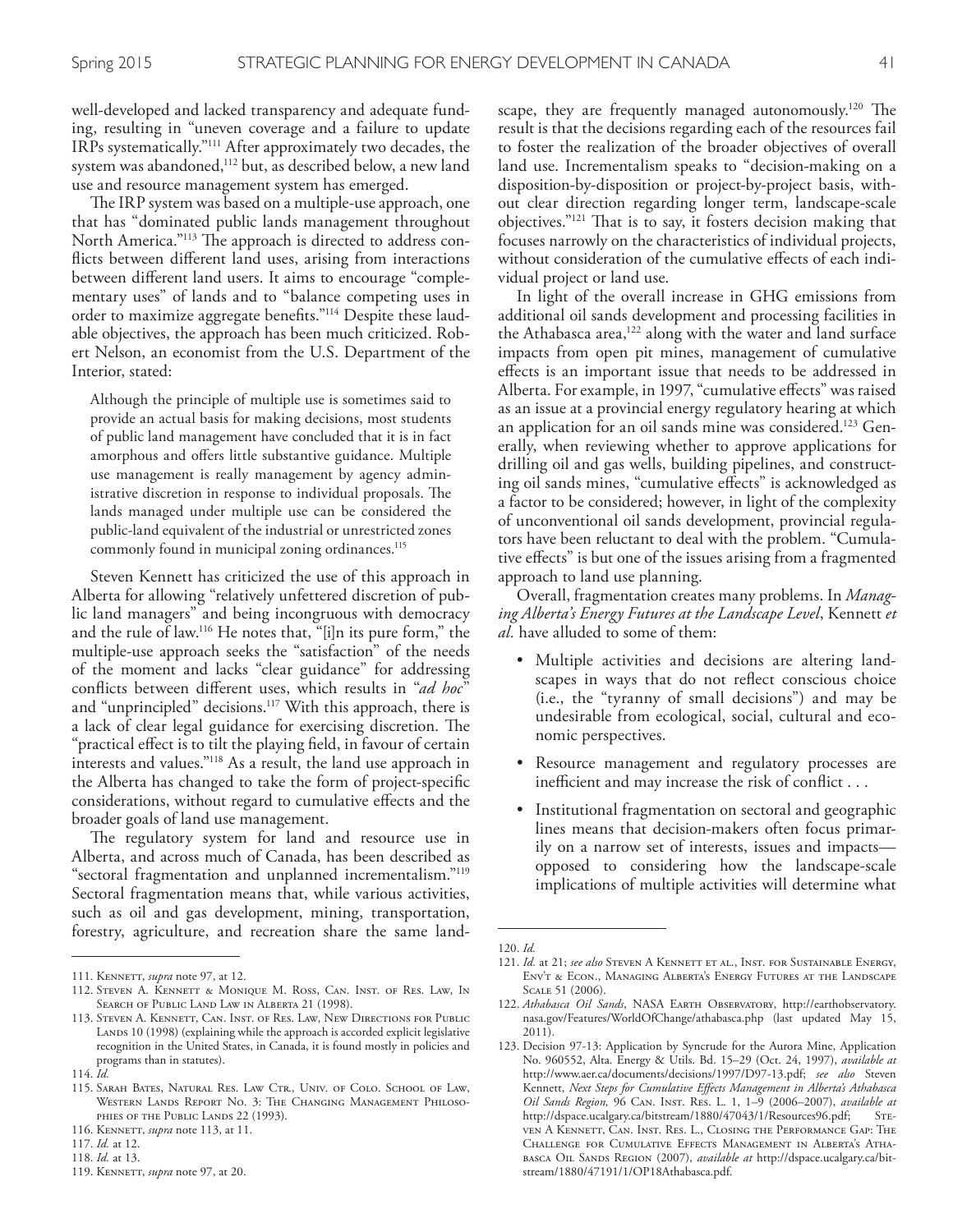well-developed and lacked transparency and adequate funding, resulting in "uneven coverage and a failure to update IRPs systematically."[111] After approximately two decades, the system was abandoned,[112] but, as described below, a new land use and resource management system has emerged.

The IRP system was based on a multiple-use approach, one that has "dominated public lands management throughout North America."[113] The approach is directed to address conflicts between different land uses, arising from interactions between different land users. It aims to encourage "complementary uses" of lands and to "balance competing uses in order to maximize aggregate benefits."[114] Despite these laudable objectives, the approach has been much criticized. Robert Nelson, an economist from the U.S. Department of the Interior, stated:

> Although the principle of multiple use is sometimes said to provide an actual basis for making decisions, most students of public land management have concluded that it is in fact amorphous and offers little substantive guidance. Multiple use management is really management by agency administrative discretion in response to individual proposals. The lands managed under multiple use can be considered the public-land equivalent of the industrial or unrestricted zones commonly found in municipal zoning ordinances.[115]

Steven Kennett has criticized the use of this approach in Alberta for allowing "relatively unfettered discretion of public land managers" and being incongruous with democracy and the rule of law.[116] He notes that, "[i]n its pure form," the multiple-use approach seeks the "satisfaction" of the needs of the moment and lacks "clear guidance" for addressing conflicts between different uses, which results in "*ad hoc*" and "unprincipled" decisions.[117] With this approach, there is a lack of clear legal guidance for exercising discretion. The "practical effect is to tilt the playing field, in favour of certain interests and values."[118] As a result, the land use approach in the Alberta has changed to take the form of project-specific considerations, without regard to cumulative effects and the broader goals of land use management.

The regulatory system for land and resource use in Alberta, and across much of Canada, has been described as "sectoral fragmentation and unplanned incrementalism."[119] Sectoral fragmentation means that, while various activities, such as oil and gas development, mining, transportation, forestry, agriculture, and recreation share the same landscape, they are frequently managed autonomously.[120] The result is that the decisions regarding each of the resources fail to foster the realization of the broader objectives of overall land use. Incrementalism speaks to "decision-making on a disposition-by-disposition or project-by-project basis, without clear direction regarding longer term, landscape-scale objectives."[121] That is to say, it fosters decision making that focuses narrowly on the characteristics of individual projects, without consideration of the cumulative effects of each individual project or land use.

In light of the overall increase in GHG emissions from additional oil sands development and processing facilities in the Athabasca area,[122] along with the water and land surface impacts from open pit mines, management of cumulative effects is an important issue that needs to be addressed in Alberta. For example, in 1997, "cumulative effects" was raised as an issue at a provincial energy regulatory hearing at which an application for an oil sands mine was considered.[123] Generally, when reviewing whether to approve applications for drilling oil and gas wells, building pipelines, and constructing oil sands mines, "cumulative effects" is acknowledged as a factor to be considered; however, in light of the complexity of unconventional oil sands development, provincial regulators have been reluctant to deal with the problem. "Cumulative effects" is but one of the issues arising from a fragmented approach to land use planning.

Overall, fragmentation creates many problems. In *Managing Alberta's Energy Futures at the Landscape Level*, Kennett *et al.* have alluded to some of them:

- Multiple activities and decisions are altering landscapes in ways that do not reflect conscious choice (i.e., the "tyranny of small decisions") and may be undesirable from ecological, social, cultural and economic perspectives.
- Resource management and regulatory processes are inefficient and may increase the risk of conflict . . .
- Institutional fragmentation on sectoral and geographic lines means that decision-makers often focus primarily on a narrow set of interests, issues and impacts—opposed to considering how the landscape-scale implications of multiple activities will determine what

---

111. Kennett, *supra* note 97, at 12.
112. Steven A. Kennett & Monique M. Ross, Can. Inst. of Res. Law, In Search of Public Land Law in Alberta 21 (1998).
113. Steven A. Kennett, Can. Inst. of Res. Law, New Directions for Public Lands 10 (1998) (explaining while the approach is accorded explicit legislative recognition in the United States, in Canada, it is found mostly in policies and programs than in statutes).
114. *Id.*
115. Sarah Bates, Natural Res. Law Ctr., Univ. of Colo. School of Law, Western Lands Report No. 3: The Changing Management Philosophies of the Public Lands 22 (1993).
116. Kennett, *supra* note 113, at 11.
117. *Id.* at 12.
118. *Id.* at 13.
119. Kennett, *supra* note 97, at 20.
120. *Id.*
121. *Id.* at 21; *see also* Steven A Kennett et al., Inst. for Sustainable Energy, Env't & Econ., Managing Alberta's Energy Futures at the Landscape Scale 51 (2006).
122. *Athabasca Oil Sands*, NASA Earth Observatory, http://earthobservatory.nasa.gov/Features/WorldOfChange/athabasca.php (last updated May 15, 2011).
123. Decision 97-13: Application by Syncrude for the Aurora Mine, Application No. 960552, Alta. Energy & Utils. Bd. 15–29 (Oct. 24, 1997), *available at* http://www.aer.ca/documents/decisions/1997/D97-13.pdf; *see also* Steven Kennett, *Next Steps for Cumulative Effects Management in Alberta's Athabasca Oil Sands Region,* 96 Can. Inst. Res. L. 1, 1–9 (2006–2007), *available at* http://dspace.ucalgary.ca/bitstream/1880/47043/1/Resources96.pdf; Steven A Kennett, Can. Inst. Res. L., Closing the Performance Gap: The Challenge for Cumulative Effects Management in Alberta's Athabasca Oil Sands Region (2007), *available at* http://dspace.ucalgary.ca/bitstream/1880/47191/1/OP18Athabasca.pdf.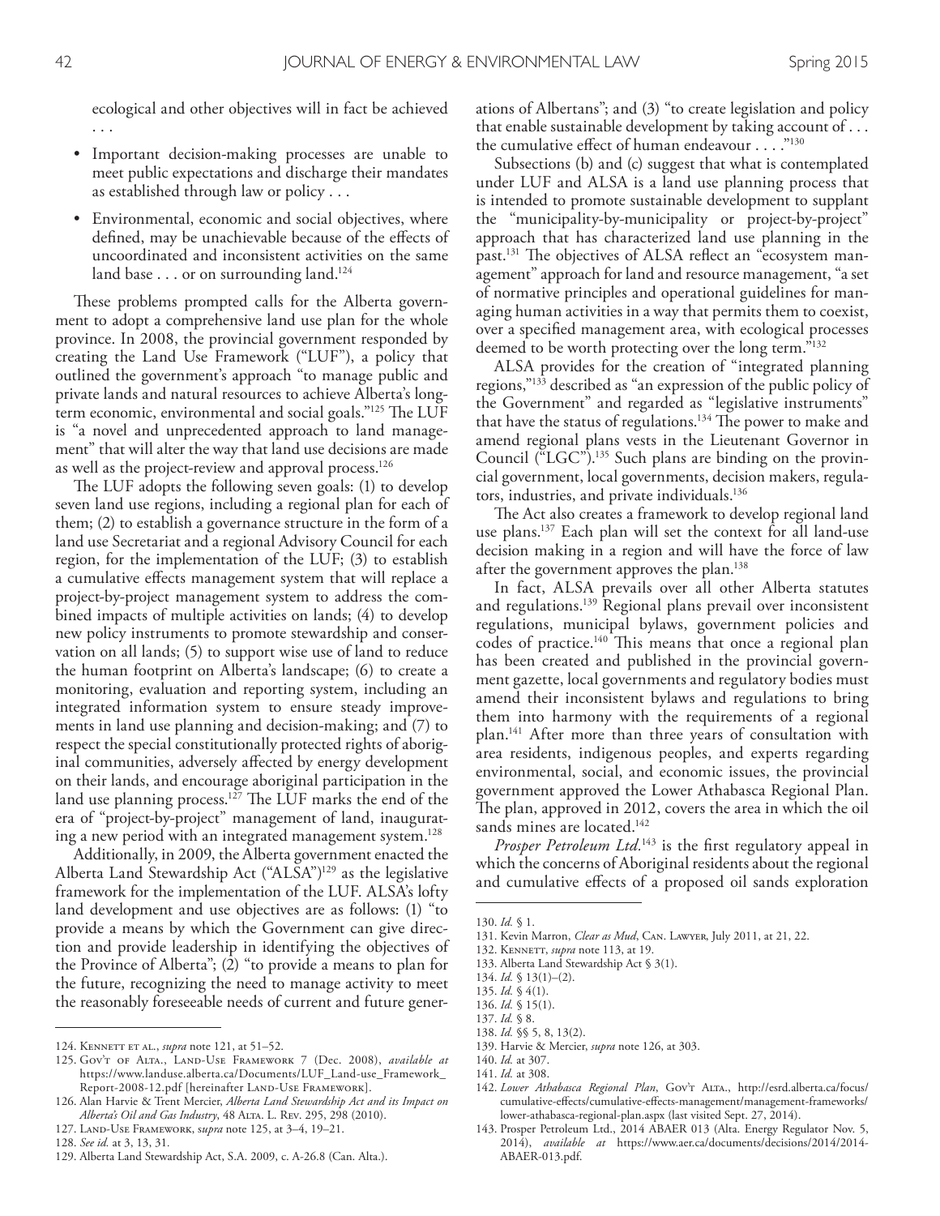ecological and other objectives will in fact be achieved . . .

- Important decision-making processes are unable to meet public expectations and discharge their mandates as established through law or policy . . .
- Environmental, economic and social objectives, where defined, may be unachievable because of the effects of uncoordinated and inconsistent activities on the same land base . . . or on surrounding land.[124]

These problems prompted calls for the Alberta government to adopt a comprehensive land use plan for the whole province. In 2008, the provincial government responded by creating the Land Use Framework ("LUF"), a policy that outlined the government's approach "to manage public and private lands and natural resources to achieve Alberta's long-term economic, environmental and social goals."[125] The LUF is "a novel and unprecedented approach to land management" that will alter the way that land use decisions are made as well as the project-review and approval process.[126]

The LUF adopts the following seven goals: (1) to develop seven land use regions, including a regional plan for each of them; (2) to establish a governance structure in the form of a land use Secretariat and a regional Advisory Council for each region, for the implementation of the LUF; (3) to establish a cumulative effects management system that will replace a project-by-project management system to address the combined impacts of multiple activities on lands; (4) to develop new policy instruments to promote stewardship and conservation on all lands; (5) to support wise use of land to reduce the human footprint on Alberta's landscape; (6) to create a monitoring, evaluation and reporting system, including an integrated information system to ensure steady improvements in land use planning and decision-making; and (7) to respect the special constitutionally protected rights of aboriginal communities, adversely affected by energy development on their lands, and encourage aboriginal participation in the land use planning process.[127] The LUF marks the end of the era of "project-by-project" management of land, inaugurating a new period with an integrated management system.[128]

Additionally, in 2009, the Alberta government enacted the Alberta Land Stewardship Act ("ALSA")[129] as the legislative framework for the implementation of the LUF. ALSA's lofty land development and use objectives are as follows: (1) "to provide a means by which the Government can give direction and provide leadership in identifying the objectives of the Province of Alberta"; (2) "to provide a means to plan for the future, recognizing the need to manage activity to meet the reasonably foreseeable needs of current and future generations of Albertans"; and (3) "to create legislation and policy that enable sustainable development by taking account of . . . the cumulative effect of human endeavour . . . ."[130]

Subsections (b) and (c) suggest that what is contemplated under LUF and ALSA is a land use planning process that is intended to promote sustainable development to supplant the "municipality-by-municipality or project-by-project" approach that has characterized land use planning in the past.[131] The objectives of ALSA reflect an "ecosystem management" approach for land and resource management, "a set of normative principles and operational guidelines for managing human activities in a way that permits them to coexist, over a specified management area, with ecological processes deemed to be worth protecting over the long term."[132]

ALSA provides for the creation of "integrated planning regions,"[133] described as "an expression of the public policy of the Government" and regarded as "legislative instruments" that have the status of regulations.[134] The power to make and amend regional plans vests in the Lieutenant Governor in Council ("LGC").[135] Such plans are binding on the provincial government, local governments, decision makers, regulators, industries, and private individuals.[136]

The Act also creates a framework to develop regional land use plans.[137] Each plan will set the context for all land-use decision making in a region and will have the force of law after the government approves the plan.[138]

In fact, ALSA prevails over all other Alberta statutes and regulations.[139] Regional plans prevail over inconsistent regulations, municipal bylaws, government policies and codes of practice.[140] This means that once a regional plan has been created and published in the provincial government gazette, local governments and regulatory bodies must amend their inconsistent bylaws and regulations to bring them into harmony with the requirements of a regional plan.[141] After more than three years of consultation with area residents, indigenous peoples, and experts regarding environmental, social, and economic issues, the provincial government approved the Lower Athabasca Regional Plan. The plan, approved in 2012, covers the area in which the oil sands mines are located.[142]

*Prosper Petroleum Ltd.*[143] is the first regulatory appeal in which the concerns of Aboriginal residents about the regional and cumulative effects of a proposed oil sands exploration

---

124. Kennett et al., *supra* note 121, at 51–52.
125. Gov't of Alta., Land-Use Framework 7 (Dec. 2008), *available at* https://www.landuse.alberta.ca/Documents/LUF_Land-use_Framework_Report-2008-12.pdf [hereinafter Land-Use Framework].
126. Alan Harvie & Trent Mercier, *Alberta Land Stewardship Act and its Impact on Alberta's Oil and Gas Industry*, 48 Alta. L. Rev. 295, 298 (2010).
127. Land-Use Framework, s*upra* note 125, at 3–4, 19–21.
128. *See id.* at 3, 13, 31.
129. Alberta Land Stewardship Act, S.A. 2009, c. A-26.8 (Can. Alta.).
130. *Id.* § 1.
131. Kevin Marron, *Clear as Mud*, Can. Lawyer, July 2011, at 21, 22.
132. Kennett, *supra* note 113, at 19.
133. Alberta Land Stewardship Act § 3(1).
134. *Id.* § 13(1)–(2).
135. *Id.* § 4(1).
136. *Id.* § 15(1).
137. *Id.* § 8.
138. *Id.* §§ 5, 8, 13(2).
139. Harvie & Mercier, *supra* note 126, at 303.
140. *Id.* at 307.
141. *Id.* at 308.
142. *Lower Athabasca Regional Plan*, Gov't Alta., http://esrd.alberta.ca/focus/cumulative-effects/cumulative-effects-management/management-frameworks/lower-athabasca-regional-plan.aspx (last visited Sept. 27, 2014).
143. Prosper Petroleum Ltd., 2014 ABAER 013 (Alta. Energy Regulator Nov. 5, 2014), *available at* https://www.aer.ca/documents/decisions/2014/2014-ABAER-013.pdf.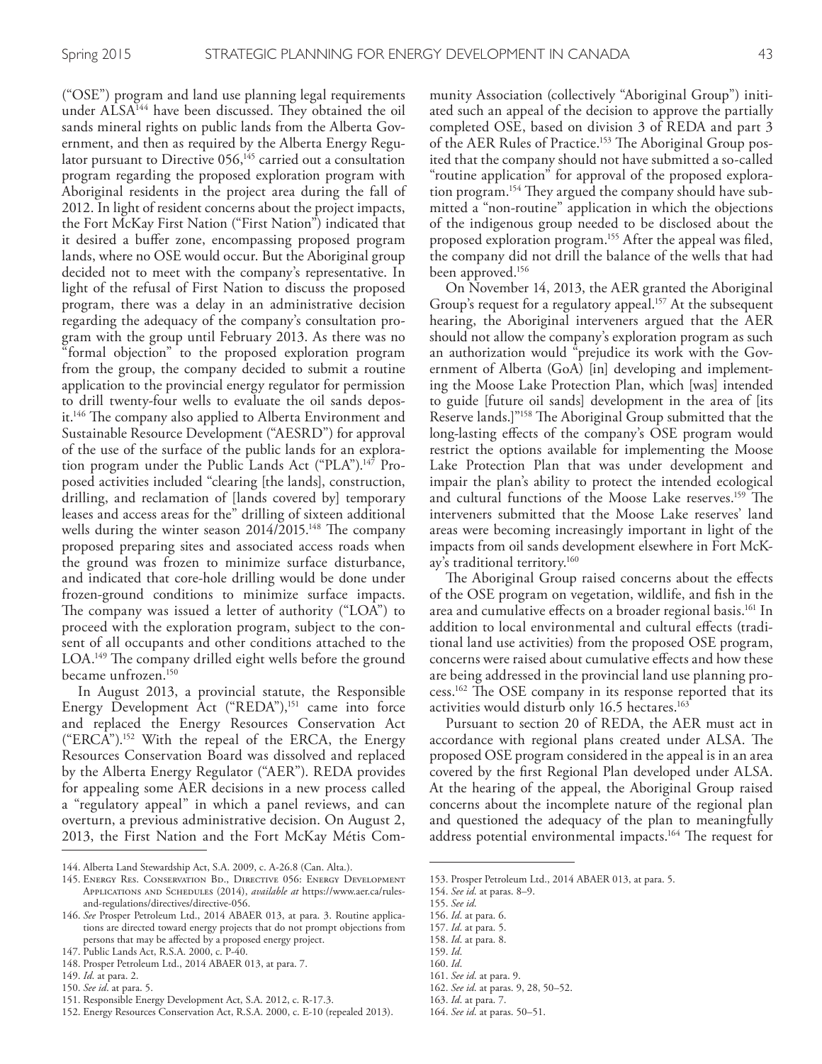("OSE") program and land use planning legal requirements under ALSA[144] have been discussed. They obtained the oil sands mineral rights on public lands from the Alberta Government, and then as required by the Alberta Energy Regulator pursuant to Directive 056,[145] carried out a consultation program regarding the proposed exploration program with Aboriginal residents in the project area during the fall of 2012. In light of resident concerns about the project impacts, the Fort McKay First Nation ("First Nation") indicated that it desired a buffer zone, encompassing proposed program lands, where no OSE would occur. But the Aboriginal group decided not to meet with the company's representative. In light of the refusal of First Nation to discuss the proposed program, there was a delay in an administrative decision regarding the adequacy of the company's consultation program with the group until February 2013. As there was no "formal objection" to the proposed exploration program from the group, the company decided to submit a routine application to the provincial energy regulator for permission to drill twenty-four wells to evaluate the oil sands deposit.[146] The company also applied to Alberta Environment and Sustainable Resource Development ("AESRD") for approval of the use of the surface of the public lands for an exploration program under the Public Lands Act ("PLA").[147] Proposed activities included "clearing [the lands], construction, drilling, and reclamation of [lands covered by] temporary leases and access areas for the" drilling of sixteen additional wells during the winter season 2014/2015.[148] The company proposed preparing sites and associated access roads when the ground was frozen to minimize surface disturbance, and indicated that core-hole drilling would be done under frozen-ground conditions to minimize surface impacts. The company was issued a letter of authority ("LOA") to proceed with the exploration program, subject to the consent of all occupants and other conditions attached to the LOA.[149] The company drilled eight wells before the ground became unfrozen.[150]

In August 2013, a provincial statute, the Responsible Energy Development Act ("REDA"),[151] came into force and replaced the Energy Resources Conservation Act ("ERCA").[152] With the repeal of the ERCA, the Energy Resources Conservation Board was dissolved and replaced by the Alberta Energy Regulator ("AER"). REDA provides for appealing some AER decisions in a new process called a "regulatory appeal" in which a panel reviews, and can overturn, a previous administrative decision. On August 2, 2013, the First Nation and the Fort McKay Métis Community Association (collectively "Aboriginal Group") initiated such an appeal of the decision to approve the partially completed OSE, based on division 3 of REDA and part 3 of the AER Rules of Practice.[153] The Aboriginal Group posited that the company should not have submitted a so-called "routine application" for approval of the proposed exploration program.[154] They argued the company should have submitted a "non-routine" application in which the objections of the indigenous group needed to be disclosed about the proposed exploration program.[155] After the appeal was filed, the company did not drill the balance of the wells that had been approved.[156]

On November 14, 2013, the AER granted the Aboriginal Group's request for a regulatory appeal.[157] At the subsequent hearing, the Aboriginal interveners argued that the AER should not allow the company's exploration program as such an authorization would "prejudice its work with the Government of Alberta (GoA) [in] developing and implementing the Moose Lake Protection Plan, which [was] intended to guide [future oil sands] development in the area of [its Reserve lands.]"[158] The Aboriginal Group submitted that the long-lasting effects of the company's OSE program would restrict the options available for implementing the Moose Lake Protection Plan that was under development and impair the plan's ability to protect the intended ecological and cultural functions of the Moose Lake reserves.[159] The interveners submitted that the Moose Lake reserves' land areas were becoming increasingly important in light of the impacts from oil sands development elsewhere in Fort McKay's traditional territory.[160]

The Aboriginal Group raised concerns about the effects of the OSE program on vegetation, wildlife, and fish in the area and cumulative effects on a broader regional basis.[161] In addition to local environmental and cultural effects (traditional land use activities) from the proposed OSE program, concerns were raised about cumulative effects and how these are being addressed in the provincial land use planning process.[162] The OSE company in its response reported that its activities would disturb only 16.5 hectares.[163]

Pursuant to section 20 of REDA, the AER must act in accordance with regional plans created under ALSA. The proposed OSE program considered in the appeal is in an area covered by the first Regional Plan developed under ALSA. At the hearing of the appeal, the Aboriginal Group raised concerns about the incomplete nature of the regional plan and questioned the adequacy of the plan to meaningfully address potential environmental impacts.[164] The request for

---

144. Alberta Land Stewardship Act, S.A. 2009, c. A-26.8 (Can. Alta.).

145. Energy Res. Conservation Bd., Directive 056: Energy Development Applications and Schedules (2014), *available at* https://www.aer.ca/rules-and-regulations/directives/directive-056.

146. *See* Prosper Petroleum Ltd., 2014 ABAER 013, at para. 3. Routine applications are directed toward energy projects that do not prompt objections from persons that may be affected by a proposed energy project.

147. Public Lands Act, R.S.A. 2000, c. P-40.

148. Prosper Petroleum Ltd., 2014 ABAER 013, at para. 7.

149. *Id.* at para. 2.

150. *See id.* at para. 5.

151. Responsible Energy Development Act, S.A. 2012, c. R-17.3.

152. Energy Resources Conservation Act, R.S.A. 2000, c. E-10 (repealed 2013).

153. Prosper Petroleum Ltd., 2014 ABAER 013, at para. 5.

154. *See id.* at paras. 8–9.

155. *See id.*

156. *Id.* at para. 6.

157. *Id.* at para. 5.

158. *Id.* at para. 8.

159. *Id.*

160. *Id.*

161. *See id.* at para. 9.

162. *See id.* at paras. 9, 28, 50–52.

163. *Id.* at para. 7.

164. *See id.* at paras. 50–51.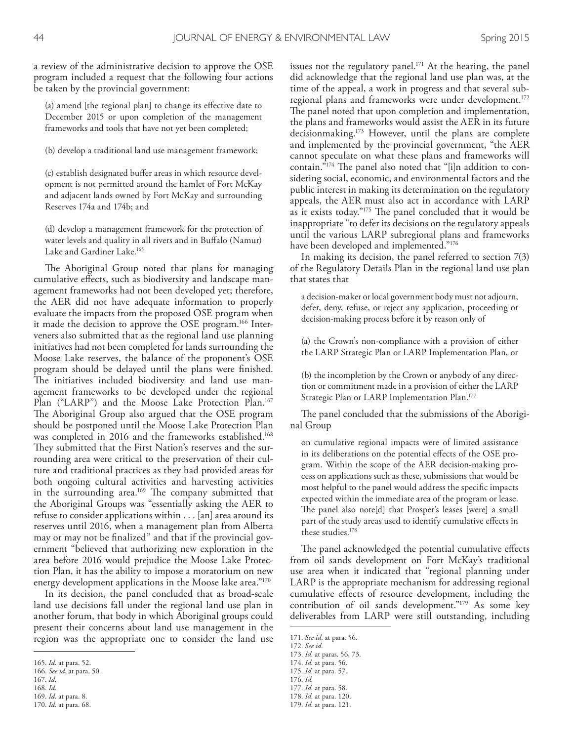a review of the administrative decision to approve the OSE program included a request that the following four actions be taken by the provincial government:

> (a) amend [the regional plan] to change its effective date to December 2015 or upon completion of the management frameworks and tools that have not yet been completed;
>
> (b) develop a traditional land use management framework;
>
> (c) establish designated buffer areas in which resource development is not permitted around the hamlet of Fort McKay and adjacent lands owned by Fort McKay and surrounding Reserves 174a and 174b; and
>
> (d) develop a management framework for the protection of water levels and quality in all rivers and in Buffalo (Namur) Lake and Gardiner Lake.[165]

The Aboriginal Group noted that plans for managing cumulative effects, such as biodiversity and landscape management frameworks had not been developed yet; therefore, the AER did not have adequate information to properly evaluate the impacts from the proposed OSE program when it made the decision to approve the OSE program.[166] Interveners also submitted that as the regional land use planning initiatives had not been completed for lands surrounding the Moose Lake reserves, the balance of the proponent's OSE program should be delayed until the plans were finished. The initiatives included biodiversity and land use management frameworks to be developed under the regional Plan ("LARP") and the Moose Lake Protection Plan.[167] The Aboriginal Group also argued that the OSE program should be postponed until the Moose Lake Protection Plan was completed in 2016 and the frameworks established.[168] They submitted that the First Nation's reserves and the surrounding area were critical to the preservation of their culture and traditional practices as they had provided areas for both ongoing cultural activities and harvesting activities in the surrounding area.[169] The company submitted that the Aboriginal Groups was "essentially asking the AER to refuse to consider applications within . . . [an] area around its reserves until 2016, when a management plan from Alberta may or may not be finalized" and that if the provincial government "believed that authorizing new exploration in the area before 2016 would prejudice the Moose Lake Protection Plan, it has the ability to impose a moratorium on new energy development applications in the Moose lake area."[170]

In its decision, the panel concluded that as broad-scale land use decisions fall under the regional land use plan in another forum, that body in which Aboriginal groups could present their concerns about land use management in the region was the appropriate one to consider the land use issues not the regulatory panel.[171] At the hearing, the panel did acknowledge that the regional land use plan was, at the time of the appeal, a work in progress and that several subregional plans and frameworks were under development.[172] The panel noted that upon completion and implementation, the plans and frameworks would assist the AER in its future decisionmaking.[173] However, until the plans are complete and implemented by the provincial government, "the AER cannot speculate on what these plans and frameworks will contain."[174] The panel also noted that "[i]n addition to considering social, economic, and environmental factors and the public interest in making its determination on the regulatory appeals, the AER must also act in accordance with LARP as it exists today."[175] The panel concluded that it would be inappropriate "to defer its decisions on the regulatory appeals until the various LARP subregional plans and frameworks have been developed and implemented."[176]

In making its decision, the panel referred to section 7(3) of the Regulatory Details Plan in the regional land use plan that states that

> a decision-maker or local government body must not adjourn, defer, deny, refuse, or reject any application, proceeding or decision-making process before it by reason only of
>
> (a) the Crown's non-compliance with a provision of either the LARP Strategic Plan or LARP Implementation Plan, or
>
> (b) the incompletion by the Crown or anybody of any direction or commitment made in a provision of either the LARP Strategic Plan or LARP Implementation Plan.[177]

The panel concluded that the submissions of the Aboriginal Group

> on cumulative regional impacts were of limited assistance in its deliberations on the potential effects of the OSE program. Within the scope of the AER decision-making process on applications such as these, submissions that would be most helpful to the panel would address the specific impacts expected within the immediate area of the program or lease. The panel also note[d] that Prosper's leases [were] a small part of the study areas used to identify cumulative effects in these studies.[178]

The panel acknowledged the potential cumulative effects from oil sands development on Fort McKay's traditional use area when it indicated that "regional planning under LARP is the appropriate mechanism for addressing regional cumulative effects of resource development, including the contribution of oil sands development."[179] As some key deliverables from LARP were still outstanding, including

165. *Id*. at para. 52.
166. *See id*. at para. 50.
167. *Id*.
168. *Id*.
169. *Id*. at para. 8.
170. *Id*. at para. 68.
171. *See id*. at para. 56.
172. *See id*.
173. *Id*. at paras. 56, 73.
174. *Id*. at para. 56.
175. *Id*. at para. 57.
176. *Id*.
177. *Id*. at para. 58.
178. *Id*. at para. 120.
179. *Id*. at para. 121.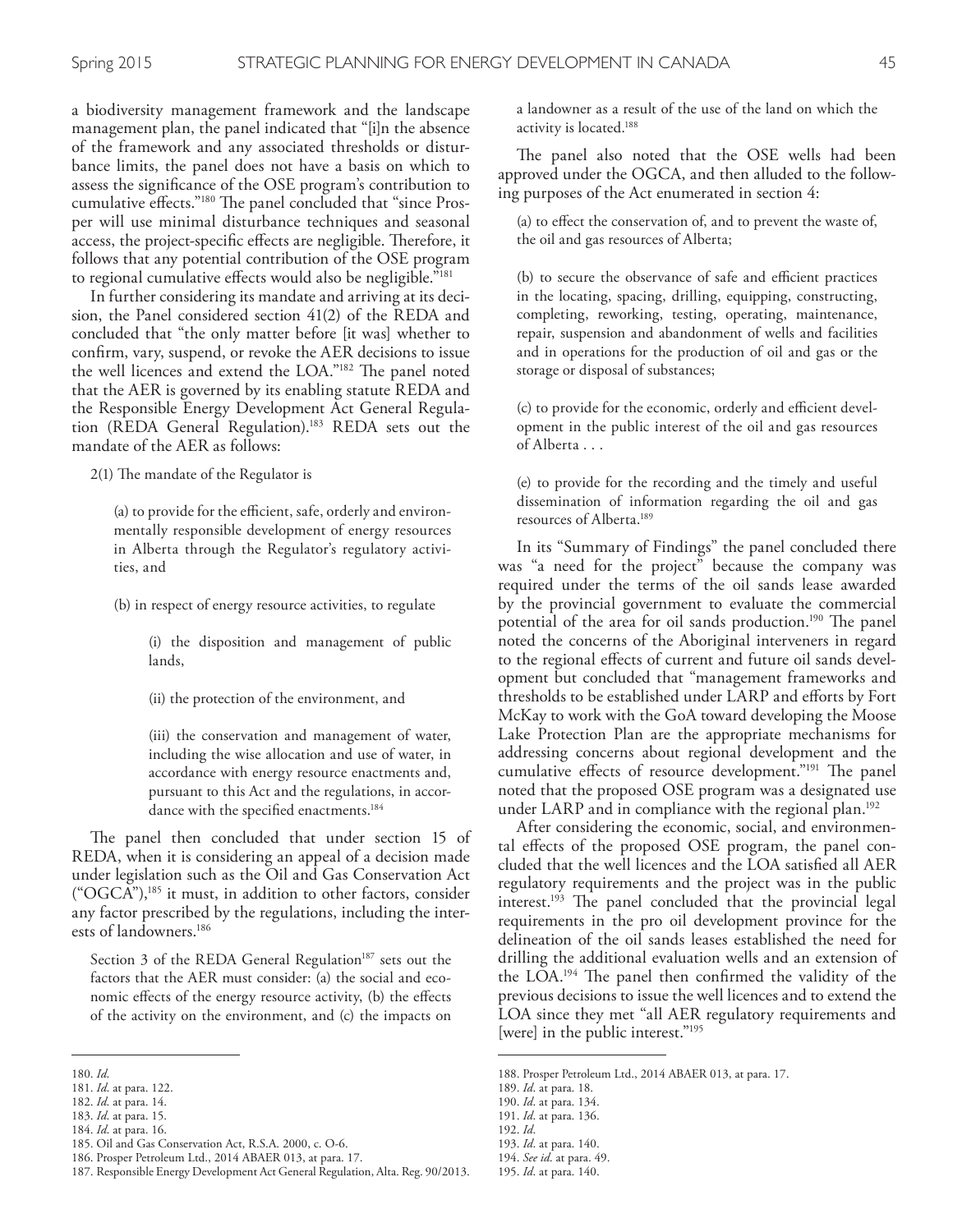a biodiversity management framework and the landscape management plan, the panel indicated that "[i]n the absence of the framework and any associated thresholds or disturbance limits, the panel does not have a basis on which to assess the significance of the OSE program's contribution to cumulative effects."[180] The panel concluded that "since Prosper will use minimal disturbance techniques and seasonal access, the project-specific effects are negligible. Therefore, it follows that any potential contribution of the OSE program to regional cumulative effects would also be negligible."[181]

In further considering its mandate and arriving at its decision, the Panel considered section 41(2) of the REDA and concluded that "the only matter before [it was] whether to confirm, vary, suspend, or revoke the AER decisions to issue the well licences and extend the LOA."[182] The panel noted that the AER is governed by its enabling statute REDA and the Responsible Energy Development Act General Regulation (REDA General Regulation).[183] REDA sets out the mandate of the AER as follows:

> 2(1) The mandate of the Regulator is
>
> (a) to provide for the efficient, safe, orderly and environmentally responsible development of energy resources in Alberta through the Regulator's regulatory activities, and
>
> (b) in respect of energy resource activities, to regulate
>
> (i) the disposition and management of public lands,
>
> (ii) the protection of the environment, and
>
> (iii) the conservation and management of water, including the wise allocation and use of water, in accordance with energy resource enactments and, pursuant to this Act and the regulations, in accordance with the specified enactments.[184]

The panel then concluded that under section 15 of REDA, when it is considering an appeal of a decision made under legislation such as the Oil and Gas Conservation Act ("OGCA"),[185] it must, in addition to other factors, consider any factor prescribed by the regulations, including the interests of landowners.[186]

> Section 3 of the REDA General Regulation[187] sets out the factors that the AER must consider: (a) the social and economic effects of the energy resource activity, (b) the effects of the activity on the environment, and (c) the impacts on a landowner as a result of the use of the land on which the activity is located.[188]

The panel also noted that the OSE wells had been approved under the OGCA, and then alluded to the following purposes of the Act enumerated in section 4:

> (a) to effect the conservation of, and to prevent the waste of, the oil and gas resources of Alberta;
>
> (b) to secure the observance of safe and efficient practices in the locating, spacing, drilling, equipping, constructing, completing, reworking, testing, operating, maintenance, repair, suspension and abandonment of wells and facilities and in operations for the production of oil and gas or the storage or disposal of substances;
>
> (c) to provide for the economic, orderly and efficient development in the public interest of the oil and gas resources of Alberta . . .
>
> (e) to provide for the recording and the timely and useful dissemination of information regarding the oil and gas resources of Alberta.[189]

In its "Summary of Findings" the panel concluded there was "a need for the project" because the company was required under the terms of the oil sands lease awarded by the provincial government to evaluate the commercial potential of the area for oil sands production.[190] The panel noted the concerns of the Aboriginal interveners in regard to the regional effects of current and future oil sands development but concluded that "management frameworks and thresholds to be established under LARP and efforts by Fort McKay to work with the GoA toward developing the Moose Lake Protection Plan are the appropriate mechanisms for addressing concerns about regional development and the cumulative effects of resource development."[191] The panel noted that the proposed OSE program was a designated use under LARP and in compliance with the regional plan.[192]

After considering the economic, social, and environmental effects of the proposed OSE program, the panel concluded that the well licences and the LOA satisfied all AER regulatory requirements and the project was in the public interest.[193] The panel concluded that the provincial legal requirements in the pro oil development province for the delineation of the oil sands leases established the need for drilling the additional evaluation wells and an extension of the LOA.[194] The panel then confirmed the validity of the previous decisions to issue the well licences and to extend the LOA since they met "all AER regulatory requirements and [were] in the public interest."[195]

---

180. *Id*.
181. *Id*. at para. 122.
182. *Id*. at para. 14.
183. *Id*. at para. 15.
184. *Id*. at para. 16.
185. Oil and Gas Conservation Act, R.S.A. 2000, c. O-6.
186. Prosper Petroleum Ltd., 2014 ABAER 013, at para. 17.
187. Responsible Energy Development Act General Regulation, Alta. Reg. 90/2013.
188. Prosper Petroleum Ltd., 2014 ABAER 013, at para. 17.
189. *Id*. at para. 18.
190. *Id*. at para. 134.
191. *Id*. at para. 136.
192. *Id*.
193. *Id*. at para. 140.
194. *See id*. at para. 49.
195. *Id*. at para. 140.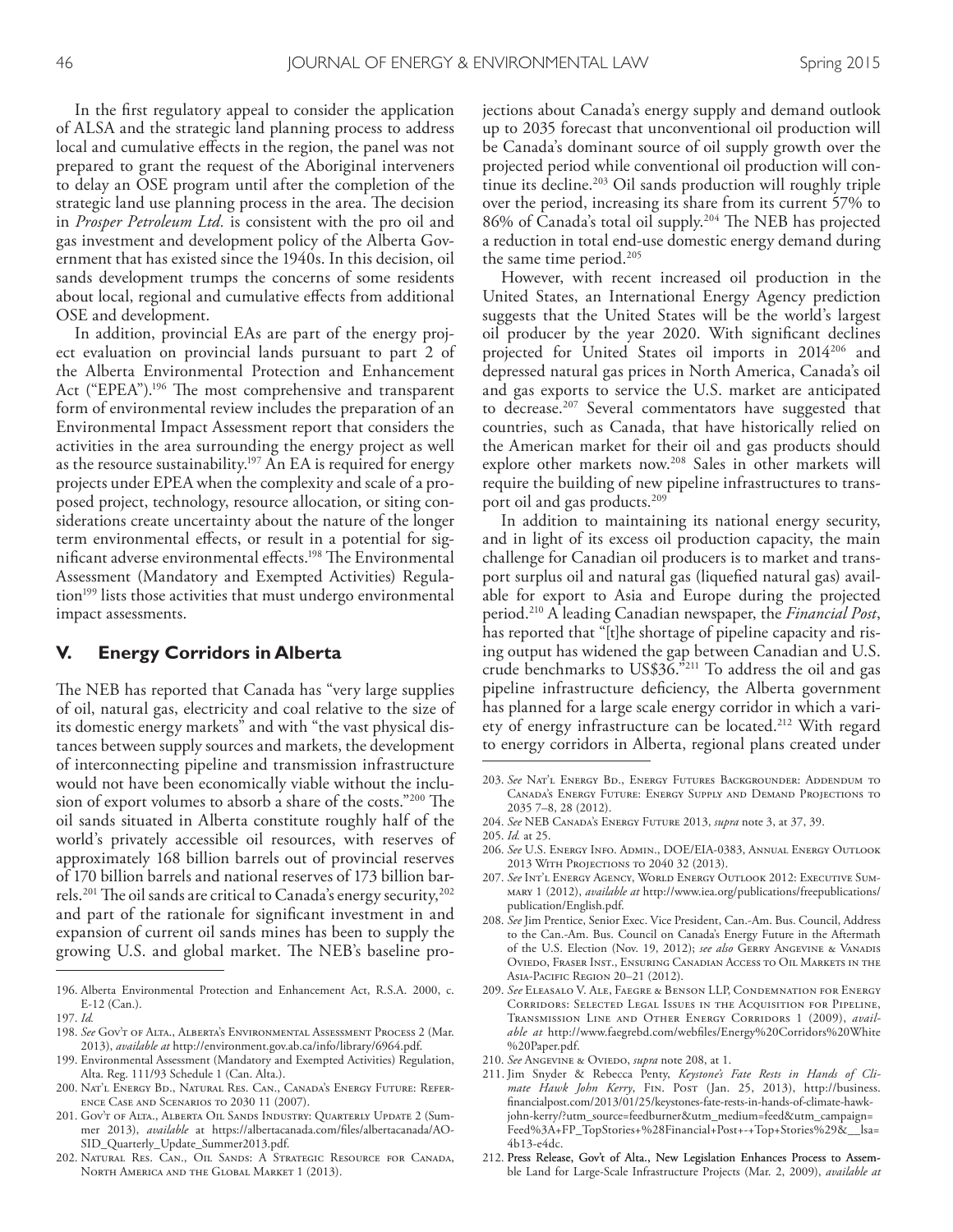In the first regulatory appeal to consider the application of ALSA and the strategic land planning process to address local and cumulative effects in the region, the panel was not prepared to grant the request of the Aboriginal interveners to delay an OSE program until after the completion of the strategic land use planning process in the area. The decision in *Prosper Petroleum Ltd.* is consistent with the pro oil and gas investment and development policy of the Alberta Government that has existed since the 1940s. In this decision, oil sands development trumps the concerns of some residents about local, regional and cumulative effects from additional OSE and development.

In addition, provincial EAs are part of the energy project evaluation on provincial lands pursuant to part 2 of the Alberta Environmental Protection and Enhancement Act ("EPEA").[196] The most comprehensive and transparent form of environmental review includes the preparation of an Environmental Impact Assessment report that considers the activities in the area surrounding the energy project as well as the resource sustainability.[197] An EA is required for energy projects under EPEA when the complexity and scale of a proposed project, technology, resource allocation, or siting considerations create uncertainty about the nature of the longer term environmental effects, or result in a potential for significant adverse environmental effects.[198] The Environmental Assessment (Mandatory and Exempted Activities) Regulation[199] lists those activities that must undergo environmental impact assessments.

## V. Energy Corridors in Alberta

The NEB has reported that Canada has "very large supplies of oil, natural gas, electricity and coal relative to the size of its domestic energy markets" and with "the vast physical distances between supply sources and markets, the development of interconnecting pipeline and transmission infrastructure would not have been economically viable without the inclusion of export volumes to absorb a share of the costs."[200] The oil sands situated in Alberta constitute roughly half of the world's privately accessible oil resources, with reserves of approximately 168 billion barrels out of provincial reserves of 170 billion barrels and national reserves of 173 billion barrels.[201] The oil sands are critical to Canada's energy security,[202] and part of the rationale for significant investment in and expansion of current oil sands mines has been to supply the growing U.S. and global market. The NEB's baseline projections about Canada's energy supply and demand outlook up to 2035 forecast that unconventional oil production will be Canada's dominant source of oil supply growth over the projected period while conventional oil production will continue its decline.[203] Oil sands production will roughly triple over the period, increasing its share from its current 57% to 86% of Canada's total oil supply.[204] The NEB has projected a reduction in total end-use domestic energy demand during the same time period.[205]

However, with recent increased oil production in the United States, an International Energy Agency prediction suggests that the United States will be the world's largest oil producer by the year 2020. With significant declines projected for United States oil imports in 2014[206] and depressed natural gas prices in North America, Canada's oil and gas exports to service the U.S. market are anticipated to decrease.[207] Several commentators have suggested that countries, such as Canada, that have historically relied on the American market for their oil and gas products should explore other markets now.[208] Sales in other markets will require the building of new pipeline infrastructures to transport oil and gas products.[209]

In addition to maintaining its national energy security, and in light of its excess oil production capacity, the main challenge for Canadian oil producers is to market and transport surplus oil and natural gas (liquefied natural gas) available for export to Asia and Europe during the projected period.[210] A leading Canadian newspaper, the *Financial Post*, has reported that "[t]he shortage of pipeline capacity and rising output has widened the gap between Canadian and U.S. crude benchmarks to US$36."[211] To address the oil and gas pipeline infrastructure deficiency, the Alberta government has planned for a large scale energy corridor in which a variety of energy infrastructure can be located.[212] With regard to energy corridors in Alberta, regional plans created under

---

196. Alberta Environmental Protection and Enhancement Act, R.S.A. 2000, c. E-12 (Can.).

197. *Id.*

198. *See* Gov't of Alta., Alberta's Environmental Assessment Process 2 (Mar. 2013), *available at* http://environment.gov.ab.ca/info/library/6964.pdf.

199. Environmental Assessment (Mandatory and Exempted Activities) Regulation, Alta. Reg. 111/93 Schedule 1 (Can. Alta.).

200. Nat'l Energy Bd., Natural Res. Can., Canada's Energy Future: Reference Case and Scenarios to 2030 11 (2007).

201. Gov't of Alta., Alberta Oil Sands Industry: Quarterly Update 2 (Summer 2013), *available* at https://albertacanada.com/files/albertacanada/AOSID_Quarterly_Update_Summer2013.pdf.

202. Natural Res. Can., Oil Sands: A Strategic Resource for Canada, North America and the Global Market 1 (2013).

203. *See* Nat'l Energy Bd., Energy Futures Backgrounder: Addendum to Canada's Energy Future: Energy Supply and Demand Projections to 2035 7–8, 28 (2012).

204. *See* NEB Canada's Energy Future 2013, *supra* note 3, at 37, 39.

205. *Id.* at 25.

206. *See* U.S. Energy Info. Admin., DOE/EIA-0383, Annual Energy Outlook 2013 With Projections to 2040 32 (2013).

207. *See* Int'l Energy Agency, World Energy Outlook 2012: Executive Summary 1 (2012), *available at* http://www.iea.org/publications/freepublications/publication/English.pdf.

208. *See* Jim Prentice, Senior Exec. Vice President, Can.-Am. Bus. Council, Address to the Can.-Am. Bus. Council on Canada's Energy Future in the Aftermath of the U.S. Election (Nov. 19, 2012); *see also* Gerry Angevine & Vanadis Oviedo, Fraser Inst., Ensuring Canadian Access to Oil Markets in the Asia-Pacific Region 20–21 (2012).

209. *See* Eleasalo V. Ale, Faegre & Benson LLP, Condemnation for Energy Corridors: Selected Legal Issues in the Acquisition for Pipeline, Transmission Line and Other Energy Corridors 1 (2009), *available at* http://www.faegrebd.com/webfiles/Energy%20Corridors%20White%20Paper.pdf.

210. *See* Angevine & Oviedo, *supra* note 208, at 1.

211. Jim Snyder & Rebecca Penty, *Keystone's Fate Rests in Hands of Climate Hawk John Kerry*, Fin. Post (Jan. 25, 2013), http://business.financialpost.com/2013/01/25/keystones-fate-rests-in-hands-of-climate-hawk-john-kerry/?utm_source=feedburner&utm_medium=feed&utm_campaign=Feed%3A+FP_TopStories+%28Financial+Post+-+Top+Stories%29&__lsa=4b13-e4dc.

212. Press Release, Gov't of Alta., New Legislation Enhances Process to Assemble Land for Large-Scale Infrastructure Projects (Mar. 2, 2009), *available at*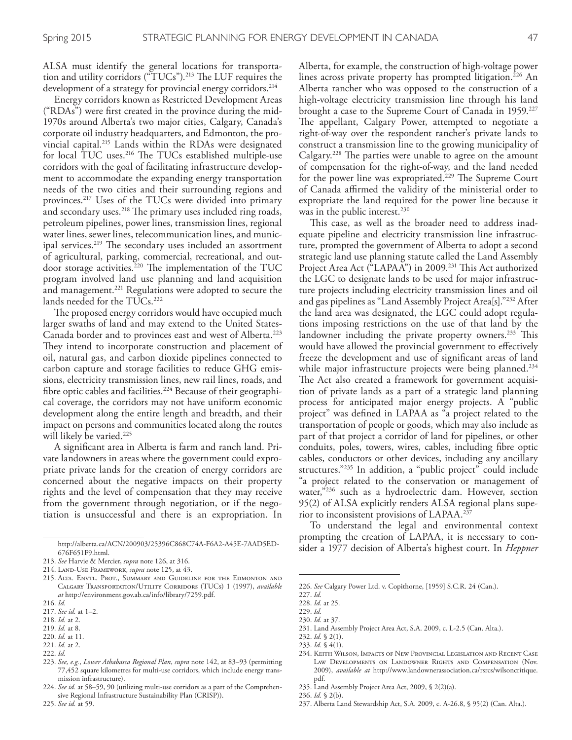ALSA must identify the general locations for transportation and utility corridors ("TUCs").[213] The LUF requires the development of a strategy for provincial energy corridors.[214]

Energy corridors known as Restricted Development Areas ("RDAs") were first created in the province during the mid-1970s around Alberta's two major cities, Calgary, Canada's corporate oil industry headquarters, and Edmonton, the provincial capital.[215] Lands within the RDAs were designated for local TUC uses.[216] The TUCs established multiple-use corridors with the goal of facilitating infrastructure development to accommodate the expanding energy transportation needs of the two cities and their surrounding regions and provinces.[217] Uses of the TUCs were divided into primary and secondary uses.[218] The primary uses included ring roads, petroleum pipelines, power lines, transmission lines, regional water lines, sewer lines, telecommunication lines, and municipal services.[219] The secondary uses included an assortment of agricultural, parking, commercial, recreational, and outdoor storage activities.[220] The implementation of the TUC program involved land use planning and land acquisition and management.[221] Regulations were adopted to secure the lands needed for the TUCs.[222]

The proposed energy corridors would have occupied much larger swaths of land and may extend to the United States-Canada border and to provinces east and west of Alberta.[223] They intend to incorporate construction and placement of oil, natural gas, and carbon dioxide pipelines connected to carbon capture and storage facilities to reduce GHG emissions, electricity transmission lines, new rail lines, roads, and fibre optic cables and facilities.[224] Because of their geographical coverage, the corridors may not have uniform economic development along the entire length and breadth, and their impact on persons and communities located along the routes will likely be varied.[225]

A significant area in Alberta is farm and ranch land. Private landowners in areas where the government could expropriate private lands for the creation of energy corridors are concerned about the negative impacts on their property rights and the level of compensation that they may receive from the government through negotiation, or if the negotiation is unsuccessful and there is an expropriation. In Alberta, for example, the construction of high-voltage power lines across private property has prompted litigation.[226] An Alberta rancher who was opposed to the construction of a high-voltage electricity transmission line through his land brought a case to the Supreme Court of Canada in 1959.[227] The appellant, Calgary Power, attempted to negotiate a right-of-way over the respondent rancher's private lands to construct a transmission line to the growing municipality of Calgary.[228] The parties were unable to agree on the amount of compensation for the right-of-way, and the land needed for the power line was expropriated.[229] The Supreme Court of Canada affirmed the validity of the ministerial order to expropriate the land required for the power line because it was in the public interest.[230]

This case, as well as the broader need to address inadequate pipeline and electricity transmission line infrastructure, prompted the government of Alberta to adopt a second strategic land use planning statute called the Land Assembly Project Area Act ("LAPAA") in 2009.[231] This Act authorized the LGC to designate lands to be used for major infrastructure projects including electricity transmission lines and oil and gas pipelines as "Land Assembly Project Area[s]."[232] After the land area was designated, the LGC could adopt regulations imposing restrictions on the use of that land by the landowner including the private property owners.[233] This would have allowed the provincial government to effectively freeze the development and use of significant areas of land while major infrastructure projects were being planned.[234] The Act also created a framework for government acquisition of private lands as a part of a strategic land planning process for anticipated major energy projects. A "public project" was defined in LAPAA as "a project related to the transportation of people or goods, which may also include as part of that project a corridor of land for pipelines, or other conduits, poles, towers, wires, cables, including fibre optic cables, conductors or other devices, including any ancillary structures."[235] In addition, a "public project" could include "a project related to the conservation or management of water,"[236] such as a hydroelectric dam. However, section 95(2) of ALSA explicitly renders ALSA regional plans superior to inconsistent provisions of LAPAA.[237]

To understand the legal and environmental context prompting the creation of LAPAA, it is necessary to consider a 1977 decision of Alberta's highest court. In *Heppner*

---

http://alberta.ca/ACN/200903/25396C868C74A-F6A2-A45E-7AAD5ED-676F651F9.html.

213. *See* Harvie & Mercier, *supra* note 126, at 316.
214. Land-Use Framework, *supra* note 125, at 43.
215. Alta. Envtl. Prot., Summary and Guideline for the Edmonton and Calgary Transportation/Utility Corridors (TUCs) 1 (1997), *available at* http://environment.gov.ab.ca/info/library/7259.pdf.
216. *Id.*
217. *See id.* at 1–2.
218. *Id.* at 2.
219. *Id.* at 8.
220. *Id.* at 11.
221. *Id.* at 2.
222. *Id.*
223. *See, e.g.*, *Lower Athabasca Regional Plan*, *supra* note 142, at 83–93 (permitting 77,452 square kilometres for multi-use corridors, which include energy transmission infrastructure).
224. *See id.* at 58–59, 90 (utilizing multi-use corridors as a part of the Comprehensive Regional Infrastructure Sustainability Plan (CRISP)).
225. *See id.* at 59.
226. *See* Calgary Power Ltd. v. Copithorne, [1959] S.C.R. 24 (Can.).
227. *Id.*
228. *Id.* at 25.
229. *Id.*
230. *Id.* at 37.
231. Land Assembly Project Area Act, S.A. 2009, c. L-2.5 (Can. Alta.).
232. *Id.* § 2(1).
233. *Id.* § 4(1).
234. Keith Wilson, Impacts of New Provincial Legislation and Recent Case Law Developments on Landowner Rights and Compensation (Nov. 2009), *available at* http://www.landownerassociation.ca/rsrcs/wilsoncritique.pdf.
235. Land Assembly Project Area Act, 2009, § 2(2)(a).
236. *Id.* § 2(b).
237. Alberta Land Stewardship Act, S.A. 2009, c. A-26.8, § 95(2) (Can. Alta.).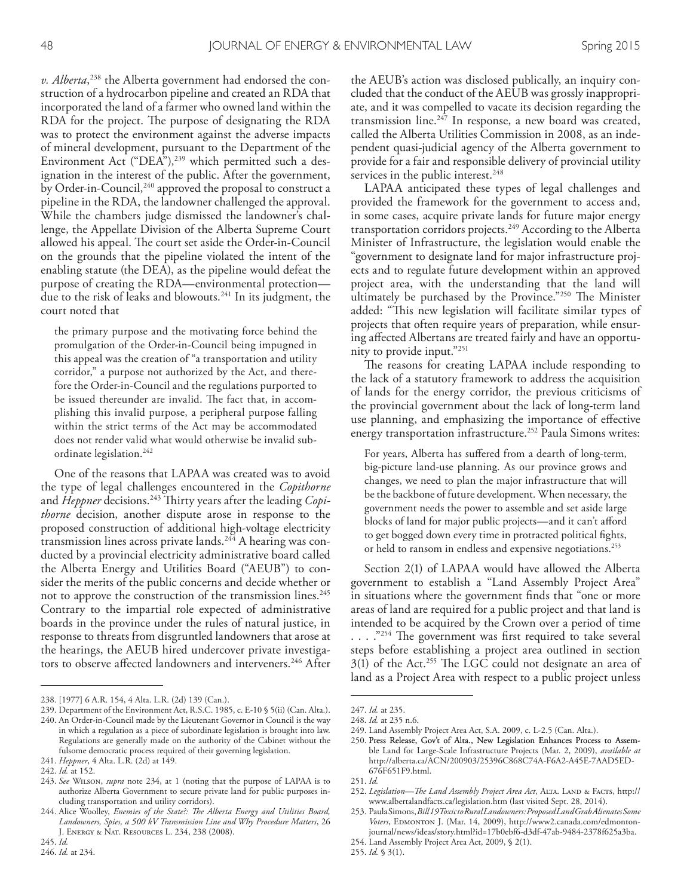*v. Alberta*,[238] the Alberta government had endorsed the construction of a hydrocarbon pipeline and created an RDA that incorporated the land of a farmer who owned land within the RDA for the project. The purpose of designating the RDA was to protect the environment against the adverse impacts of mineral development, pursuant to the Department of the Environment Act ("DEA"),[239] which permitted such a designation in the interest of the public. After the government, by Order-in-Council,[240] approved the proposal to construct a pipeline in the RDA, the landowner challenged the approval. While the chambers judge dismissed the landowner's challenge, the Appellate Division of the Alberta Supreme Court allowed his appeal. The court set aside the Order-in-Council on the grounds that the pipeline violated the intent of the enabling statute (the DEA), as the pipeline would defeat the purpose of creating the RDA—environmental protection—due to the risk of leaks and blowouts.[241] In its judgment, the court noted that

> the primary purpose and the motivating force behind the promulgation of the Order-in-Council being impugned in this appeal was the creation of "a transportation and utility corridor," a purpose not authorized by the Act, and therefore the Order-in-Council and the regulations purported to be issued thereunder are invalid. The fact that, in accomplishing this invalid purpose, a peripheral purpose falling within the strict terms of the Act may be accommodated does not render valid what would otherwise be invalid subordinate legislation.[242]

One of the reasons that LAPAA was created was to avoid the type of legal challenges encountered in the *Copithorne* and *Heppner* decisions.[243] Thirty years after the leading *Copithorne* decision, another dispute arose in response to the proposed construction of additional high-voltage electricity transmission lines across private lands.[244] A hearing was conducted by a provincial electricity administrative board called the Alberta Energy and Utilities Board ("AEUB") to consider the merits of the public concerns and decide whether or not to approve the construction of the transmission lines.[245] Contrary to the impartial role expected of administrative boards in the province under the rules of natural justice, in response to threats from disgruntled landowners that arose at the hearings, the AEUB hired undercover private investigators to observe affected landowners and interveners.[246] After the AEUB's action was disclosed publically, an inquiry concluded that the conduct of the AEUB was grossly inappropriate, and it was compelled to vacate its decision regarding the transmission line.[247] In response, a new board was created, called the Alberta Utilities Commission in 2008, as an independent quasi-judicial agency of the Alberta government to provide for a fair and responsible delivery of provincial utility services in the public interest.[248]

LAPAA anticipated these types of legal challenges and provided the framework for the government to access and, in some cases, acquire private lands for future major energy transportation corridors projects.[249] According to the Alberta Minister of Infrastructure, the legislation would enable the "government to designate land for major infrastructure projects and to regulate future development within an approved project area, with the understanding that the land will ultimately be purchased by the Province."[250] The Minister added: "This new legislation will facilitate similar types of projects that often require years of preparation, while ensuring affected Albertans are treated fairly and have an opportunity to provide input."[251]

The reasons for creating LAPAA include responding to the lack of a statutory framework to address the acquisition of lands for the energy corridor, the previous criticisms of the provincial government about the lack of long-term land use planning, and emphasizing the importance of effective energy transportation infrastructure.[252] Paula Simons writes:

> For years, Alberta has suffered from a dearth of long-term, big-picture land-use planning. As our province grows and changes, we need to plan the major infrastructure that will be the backbone of future development. When necessary, the government needs the power to assemble and set aside large blocks of land for major public projects—and it can't afford to get bogged down every time in protracted political fights, or held to ransom in endless and expensive negotiations.[253]

Section 2(1) of LAPAA would have allowed the Alberta government to establish a "Land Assembly Project Area" in situations where the government finds that "one or more areas of land are required for a public project and that land is intended to be acquired by the Crown over a period of time . . . ."[254] The government was first required to take several steps before establishing a project area outlined in section 3(1) of the Act.[255] The LGC could not designate an area of land as a Project Area with respect to a public project unless

---

238. [1977] 6 A.R. 154, 4 Alta. L.R. (2d) 139 (Can.).

239. Department of the Environment Act, R.S.C. 1985, c. E-10 § 5(ii) (Can. Alta.).

240. An Order-in-Council made by the Lieutenant Governor in Council is the way in which a regulation as a piece of subordinate legislation is brought into law. Regulations are generally made on the authority of the Cabinet without the fulsome democratic process required of their governing legislation.

241. *Heppner*, 4 Alta. L.R. (2d) at 149.

242. *Id.* at 152.

243. *See* Wilson, *supra* note 234, at 1 (noting that the purpose of LAPAA is to authorize Alberta Government to secure private land for public purposes including transportation and utility corridors).

244. Alice Woolley, *Enemies of the State?: The Alberta Energy and Utilities Board, Landowners, Spies, a 500 kV Transmission Line and Why Procedure Matters*, 26 J. Energy & Nat. Resources L. 234, 238 (2008).

245. *Id.*

246. *Id.* at 234.

247. *Id.* at 235.

248. *Id.* at 235 n.6.

249. Land Assembly Project Area Act, S.A. 2009, c. L-2.5 (Can. Alta.).

250. Press Release, Gov't of Alta., New Legislation Enhances Process to Assemble Land for Large-Scale Infrastructure Projects (Mar. 2, 2009), *available at* http://alberta.ca/ACN/200903/25396C868C74A-F6A2-A45E-7AAD5ED-676F651F9.html.

251. *Id.*

252. *Legislation—The Land Assembly Project Area Act*, Alta. Land & Facts, http://www.albertalandfacts.ca/legislation.htm (last visited Sept. 28, 2014).

253. Paula Simons, *Bill 19 Toxic to Rural Landowners: Proposed Land Grab Alienates Some Voters*, Edmonton J. (Mar. 14, 2009), http://www2.canada.com/edmontonjournal/news/ideas/story.html?id=17b0ebf6-d3df-47ab-9484-2378f625a3ba.

254. Land Assembly Project Area Act, 2009, § 2(1).

255. *Id.* § 3(1).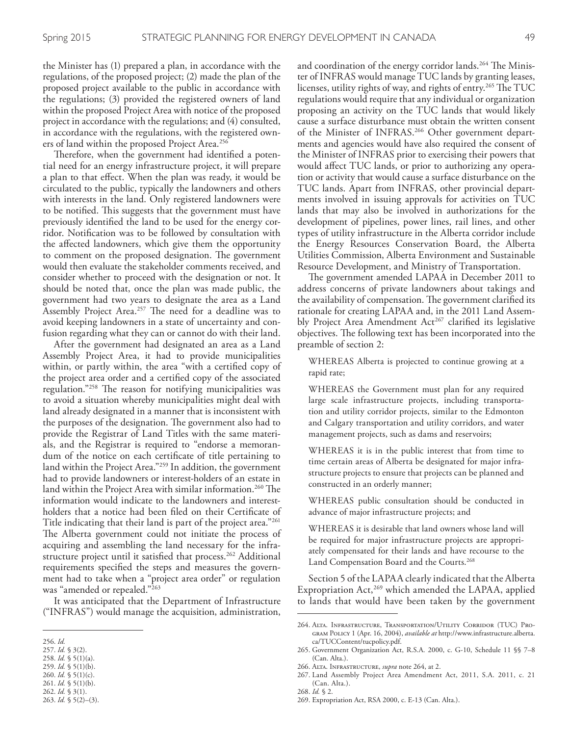the Minister has (1) prepared a plan, in accordance with the regulations, of the proposed project; (2) made the plan of the proposed project available to the public in accordance with the regulations; (3) provided the registered owners of land within the proposed Project Area with notice of the proposed project in accordance with the regulations; and (4) consulted, in accordance with the regulations, with the registered owners of land within the proposed Project Area.[256]

Therefore, when the government had identified a potential need for an energy infrastructure project, it will prepare a plan to that effect. When the plan was ready, it would be circulated to the public, typically the landowners and others with interests in the land. Only registered landowners were to be notified. This suggests that the government must have previously identified the land to be used for the energy corridor. Notification was to be followed by consultation with the affected landowners, which give them the opportunity to comment on the proposed designation. The government would then evaluate the stakeholder comments received, and consider whether to proceed with the designation or not. It should be noted that, once the plan was made public, the government had two years to designate the area as a Land Assembly Project Area.[257] The need for a deadline was to avoid keeping landowners in a state of uncertainty and confusion regarding what they can or cannot do with their land.

After the government had designated an area as a Land Assembly Project Area, it had to provide municipalities within, or partly within, the area "with a certified copy of the project area order and a certified copy of the associated regulation."[258] The reason for notifying municipalities was to avoid a situation whereby municipalities might deal with land already designated in a manner that is inconsistent with the purposes of the designation. The government also had to provide the Registrar of Land Titles with the same materials, and the Registrar is required to "endorse a memorandum of the notice on each certificate of title pertaining to land within the Project Area."[259] In addition, the government had to provide landowners or interest-holders of an estate in land within the Project Area with similar information.[260] The information would indicate to the landowners and interest-holders that a notice had been filed on their Certificate of Title indicating that their land is part of the project area."[261] The Alberta government could not initiate the process of acquiring and assembling the land necessary for the infrastructure project until it satisfied that process.[262] Additional requirements specified the steps and measures the government had to take when a "project area order" or regulation was "amended or repealed."[263]

It was anticipated that the Department of Infrastructure ("INFRAS") would manage the acquisition, administration, and coordination of the energy corridor lands.[264] The Minister of INFRAS would manage TUC lands by granting leases, licenses, utility rights of way, and rights of entry.[265] The TUC regulations would require that any individual or organization proposing an activity on the TUC lands that would likely cause a surface disturbance must obtain the written consent of the Minister of INFRAS.[266] Other government departments and agencies would have also required the consent of the Minister of INFRAS prior to exercising their powers that would affect TUC lands, or prior to authorizing any operation or activity that would cause a surface disturbance on the TUC lands. Apart from INFRAS, other provincial departments involved in issuing approvals for activities on TUC lands that may also be involved in authorizations for the development of pipelines, power lines, rail lines, and other types of utility infrastructure in the Alberta corridor include the Energy Resources Conservation Board, the Alberta Utilities Commission, Alberta Environment and Sustainable Resource Development, and Ministry of Transportation.

The government amended LAPAA in December 2011 to address concerns of private landowners about takings and the availability of compensation. The government clarified its rationale for creating LAPAA and, in the 2011 Land Assembly Project Area Amendment Act[267] clarified its legislative objectives. The following text has been incorporated into the preamble of section 2:

> WHEREAS Alberta is projected to continue growing at a rapid rate;
>
> WHEREAS the Government must plan for any required large scale infrastructure projects, including transportation and utility corridor projects, similar to the Edmonton and Calgary transportation and utility corridors, and water management projects, such as dams and reservoirs;
>
> WHEREAS it is in the public interest that from time to time certain areas of Alberta be designated for major infrastructure projects to ensure that projects can be planned and constructed in an orderly manner;
>
> WHEREAS public consultation should be conducted in advance of major infrastructure projects; and
>
> WHEREAS it is desirable that land owners whose land will be required for major infrastructure projects are appropriately compensated for their lands and have recourse to the Land Compensation Board and the Courts.[268]

Section 5 of the LAPAA clearly indicated that the Alberta Expropriation Act,[269] which amended the LAPAA, applied to lands that would have been taken by the government

---

256. *Id.*
257. *Id.* § 3(2).
258. *Id.* § 5(1)(a).
259. *Id.* § 5(1)(b).
260. *Id.* § 5(1)(c).
261. *Id.* § 5(1)(b).
262. *Id.* § 3(1).
263. *Id.* § 5(2)–(3).
264. Alta. Infrastructure, Transportation/Utility Corridor (TUC) Program Policy 1 (Apr. 16, 2004), *available at* http://www.infrastructure.alberta.ca/TUCContent/tucpolicy.pdf.
265. Government Organization Act, R.S.A. 2000, c. G-10, Schedule 11 §§ 7–8 (Can. Alta.).
266. Alta. Infrastructure, *supra* note 264, at 2.
267. Land Assembly Project Area Amendment Act, 2011, S.A. 2011, c. 21 (Can. Alta.).
268. *Id.* § 2.
269. Expropriation Act, RSA 2000, c. E-13 (Can. Alta.).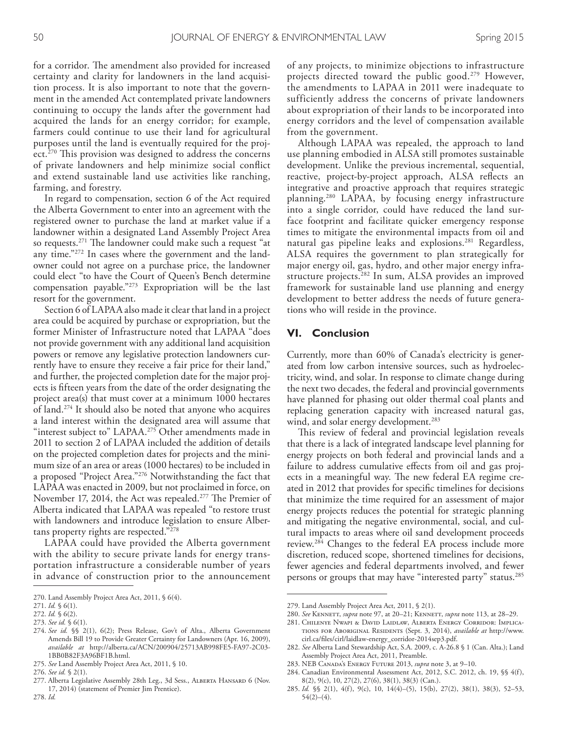for a corridor. The amendment also provided for increased certainty and clarity for landowners in the land acquisition process. It is also important to note that the government in the amended Act contemplated private landowners continuing to occupy the lands after the government had acquired the lands for an energy corridor; for example, farmers could continue to use their land for agricultural purposes until the land is eventually required for the project.[270] This provision was designed to address the concerns of private landowners and help minimize social conflict and extend sustainable land use activities like ranching, farming, and forestry.

In regard to compensation, section 6 of the Act required the Alberta Government to enter into an agreement with the registered owner to purchase the land at market value if a landowner within a designated Land Assembly Project Area so requests.[271] The landowner could make such a request "at any time."[272] In cases where the government and the landowner could not agree on a purchase price, the landowner could elect "to have the Court of Queen's Bench determine compensation payable."[273] Expropriation will be the last resort for the government.

Section 6 of LAPAA also made it clear that land in a project area could be acquired by purchase or expropriation, but the former Minister of Infrastructure noted that LAPAA "does not provide government with any additional land acquisition powers or remove any legislative protection landowners currently have to ensure they receive a fair price for their land," and further, the projected completion date for the major projects is fifteen years from the date of the order designating the project area(s) that must cover at a minimum 1000 hectares of land.[274] It should also be noted that anyone who acquires a land interest within the designated area will assume that "interest subject to" LAPAA.[275] Other amendments made in 2011 to section 2 of LAPAA included the addition of details on the projected completion dates for projects and the minimum size of an area or areas (1000 hectares) to be included in a proposed "Project Area."[276] Notwithstanding the fact that LAPAA was enacted in 2009, but not proclaimed in force, on November 17, 2014, the Act was repealed.[277] The Premier of Alberta indicated that LAPAA was repealed "to restore trust with landowners and introduce legislation to ensure Albertans property rights are respected."[278]

LAPAA could have provided the Alberta government with the ability to secure private lands for energy transportation infrastructure a considerable number of years in advance of construction prior to the announcement of any projects, to minimize objections to infrastructure projects directed toward the public good.[279] However, the amendments to LAPAA in 2011 were inadequate to sufficiently address the concerns of private landowners about expropriation of their lands to be incorporated into energy corridors and the level of compensation available from the government.

Although LAPAA was repealed, the approach to land use planning embodied in ALSA still promotes sustainable development. Unlike the previous incremental, sequential, reactive, project-by-project approach, ALSA reflects an integrative and proactive approach that requires strategic planning.[280] LAPAA, by focusing energy infrastructure into a single corridor, could have reduced the land surface footprint and facilitate quicker emergency response times to mitigate the environmental impacts from oil and natural gas pipeline leaks and explosions.[281] Regardless, ALSA requires the government to plan strategically for major energy oil, gas, hydro, and other major energy infrastructure projects.[282] In sum, ALSA provides an improved framework for sustainable land use planning and energy development to better address the needs of future generations who will reside in the province.

## VI. Conclusion

Currently, more than 60% of Canada's electricity is generated from low carbon intensive sources, such as hydroelectricity, wind, and solar. In response to climate change during the next two decades, the federal and provincial governments have planned for phasing out older thermal coal plants and replacing generation capacity with increased natural gas, wind, and solar energy development.[283]

This review of federal and provincial legislation reveals that there is a lack of integrated landscape level planning for energy projects on both federal and provincial lands and a failure to address cumulative effects from oil and gas projects in a meaningful way. The new federal EA regime created in 2012 that provides for specific timelines for decisions that minimize the time required for an assessment of major energy projects reduces the potential for strategic planning and mitigating the negative environmental, social, and cultural impacts to areas where oil sand development proceeds review.[284] Changes to the federal EA process include more discretion, reduced scope, shortened timelines for decisions, fewer agencies and federal departments involved, and fewer persons or groups that may have "interested party" status.[285]

---

270. Land Assembly Project Area Act, 2011, § 6(4).
271. *Id.* § 6(1).
272. *Id.* § 6(2).
273. *See id.* § 6(1).
274. *See id.* §§ 2(1), 6(2); Press Release, Gov't of Alta., Alberta Government Amends Bill 19 to Provide Greater Certainty for Landowners (Apr. 16, 2009), *available at* http://alberta.ca/ACN/200904/25713AB998FE5-FA97-2C03-1BB0B82F3A96BF1B.html.
275. *See* Land Assembly Project Area Act, 2011, § 10.
276. *See id.* § 2(1).
277. Alberta Legislative Assembly 28th Leg., 3d Sess., Alberta Hansard 6 (Nov. 17, 2014) (statement of Premier Jim Prentice).
278. *Id.*
279. Land Assembly Project Area Act, 2011, § 2(1).
280. *See* Kennett, *supra* note 97, at 20–21; Kennett, *supra* note 113, at 28–29.
281. Chilenye Nwapi & David Laidlaw, Alberta Energy Corridor: Implications for Aboriginal Residents (Sept. 3, 2014), *available at* http://www.cirl.ca/files/cirl/laidlaw-energy_corridor-2014sep3.pdf.
282. *See* Alberta Land Stewardship Act, S.A. 2009, c. A-26.8 § 1 (Can. Alta.); Land Assembly Project Area Act, 2011, Preamble.
283. NEB Canada's Energy Future 2013, *supra* note 3, at 9–10.
284. Canadian Environmental Assessment Act, 2012, S.C. 2012, ch. 19, §§ 4(f), 8(2), 9(c), 10, 27(2), 27(6), 38(1), 38(3) (Can.).
285. *Id.* §§ 2(1), 4(f), 9(c), 10, 14(4)–(5), 15(b), 27(2), 38(1), 38(3), 52–53, 54(2)–(4).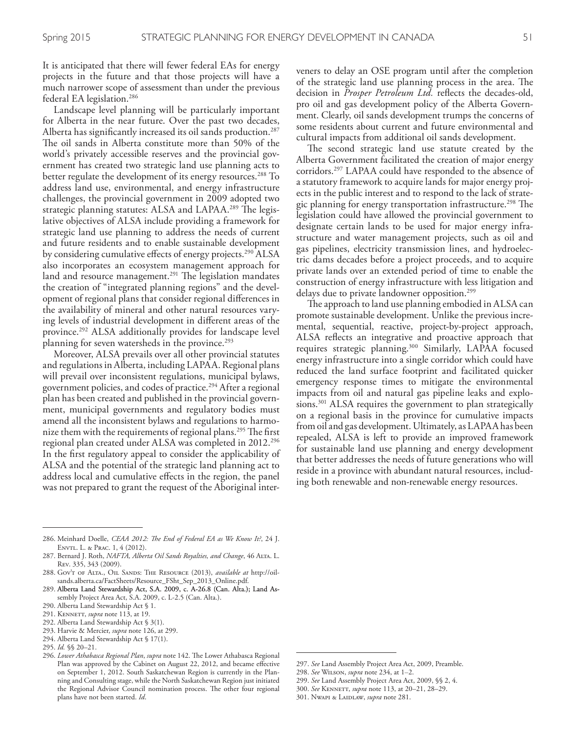It is anticipated that there will fewer federal EAs for energy projects in the future and that those projects will have a much narrower scope of assessment than under the previous federal EA legislation.[286]

Landscape level planning will be particularly important for Alberta in the near future. Over the past two decades, Alberta has significantly increased its oil sands production.[287] The oil sands in Alberta constitute more than 50% of the world's privately accessible reserves and the provincial government has created two strategic land use planning acts to better regulate the development of its energy resources.[288] To address land use, environmental, and energy infrastructure challenges, the provincial government in 2009 adopted two strategic planning statutes: ALSA and LAPAA.[289] The legislative objectives of ALSA include providing a framework for strategic land use planning to address the needs of current and future residents and to enable sustainable development by considering cumulative effects of energy projects.[290] ALSA also incorporates an ecosystem management approach for land and resource management.[291] The legislation mandates the creation of "integrated planning regions" and the development of regional plans that consider regional differences in the availability of mineral and other natural resources varying levels of industrial development in different areas of the province.[292] ALSA additionally provides for landscape level planning for seven watersheds in the province.[293]

Moreover, ALSA prevails over all other provincial statutes and regulations in Alberta, including LAPAA. Regional plans will prevail over inconsistent regulations, municipal bylaws, government policies, and codes of practice.[294] After a regional plan has been created and published in the provincial government, municipal governments and regulatory bodies must amend all the inconsistent bylaws and regulations to harmonize them with the requirements of regional plans.[295] The first regional plan created under ALSA was completed in 2012.[296] In the first regulatory appeal to consider the applicability of ALSA and the potential of the strategic land planning act to address local and cumulative effects in the region, the panel was not prepared to grant the request of the Aboriginal interveners to delay an OSE program until after the completion of the strategic land use planning process in the area. The decision in *Prosper Petroleum Ltd.* reflects the decades-old, pro oil and gas development policy of the Alberta Government. Clearly, oil sands development trumps the concerns of some residents about current and future environmental and cultural impacts from additional oil sands development.

The second strategic land use statute created by the Alberta Government facilitated the creation of major energy corridors.[297] LAPAA could have responded to the absence of a statutory framework to acquire lands for major energy projects in the public interest and to respond to the lack of strategic planning for energy transportation infrastructure.[298] The legislation could have allowed the provincial government to designate certain lands to be used for major energy infrastructure and water management projects, such as oil and gas pipelines, electricity transmission lines, and hydroelectric dams decades before a project proceeds, and to acquire private lands over an extended period of time to enable the construction of energy infrastructure with less litigation and delays due to private landowner opposition.[299]

The approach to land use planning embodied in ALSA can promote sustainable development. Unlike the previous incremental, sequential, reactive, project-by-project approach, ALSA reflects an integrative and proactive approach that requires strategic planning.[300] Similarly, LAPAA focused energy infrastructure into a single corridor which could have reduced the land surface footprint and facilitated quicker emergency response times to mitigate the environmental impacts from oil and natural gas pipeline leaks and explosions.[301] ALSA requires the government to plan strategically on a regional basis in the province for cumulative impacts from oil and gas development. Ultimately, as LAPAA has been repealed, ALSA is left to provide an improved framework for sustainable land use planning and energy development that better addresses the needs of future generations who will reside in a province with abundant natural resources, including both renewable and non-renewable energy resources.

---

286. Meinhard Doelle, *CEAA 2012: The End of Federal EA as We Know It?*, 24 J. Envtl. L. & Prac. 1, 4 (2012).

287. Bernard J. Roth, *NAFTA, Alberta Oil Sands Royalties, and Change*, 46 Alta. L. Rev. 335, 343 (2009).

288. Gov't of Alta., Oil Sands: The Resource (2013), *available at* http://oilsands.alberta.ca/FactSheets/Resource_FSht_Sep_2013_Online.pdf.

289. Alberta Land Stewardship Act, S.A. 2009, c. A-26.8 (Can. Alta.); Land Assembly Project Area Act, S.A. 2009, c. L-2.5 (Can. Alta.).

290. Alberta Land Stewardship Act § 1.

291. Kennett, *supra* note 113, at 19.

292. Alberta Land Stewardship Act § 3(1).

293. Harvie & Mercier, *supra* note 126, at 299.

294. Alberta Land Stewardship Act § 17(1).

295. *Id.* §§ 20–21.

296. *Lower Athabasca Regional Plan*, *supra* note 142. The Lower Athabasca Regional Plan was approved by the Cabinet on August 22, 2012, and became effective on September 1, 2012. South Saskatchewan Region is currently in the Planning and Consulting stage, while the North Saskatchewan Region just initiated the Regional Advisor Council nomination process. The other four regional plans have not been started. *Id*.

297. *See* Land Assembly Project Area Act, 2009, Preamble.

298. *See* Wilson, *supra* note 234, at 1–2.

299. *See* Land Assembly Project Area Act, 2009, §§ 2, 4.

300. *See* Kennett, *supra* note 113, at 20–21, 28–29.

301. Nwapi & Laidlaw, *supra* note 281.